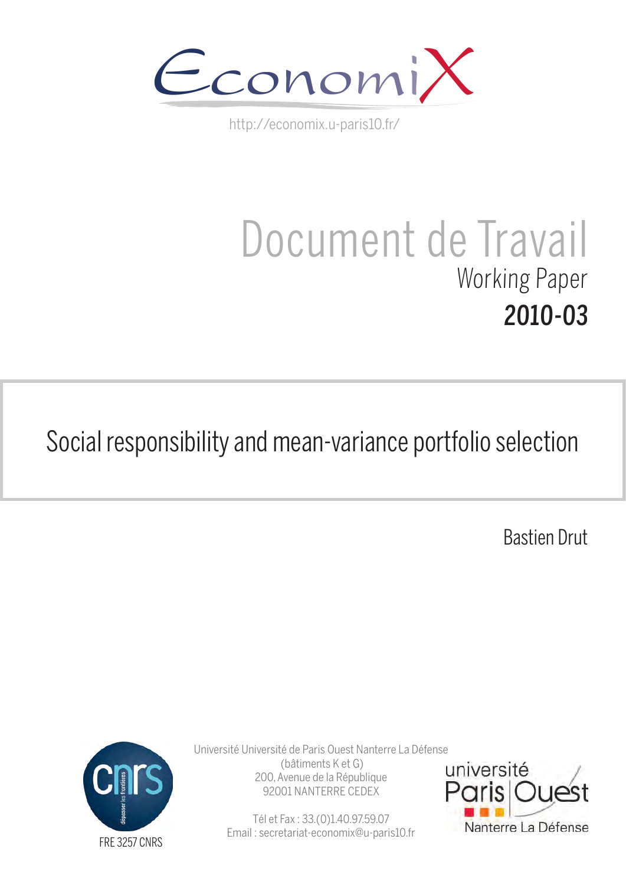EconomiX

http://economix.u-paris10.fr/

# Document de Travail

## Working Paper

## 2010-03

# Social responsibility and mean-variance portfolio selection

Bastien Drut

Université Université de Paris Ouest Nanterre La Défense
(bâtiments K et G)
200, Avenue de la République
92001 NANTERRE CEDEX

Tél et Fax : 33.(0)1.40.97.59.07
Email : secretariat-economix@u-paris10.fr

FRE 3257 CNRS

université Paris Ouest Nanterre La Défense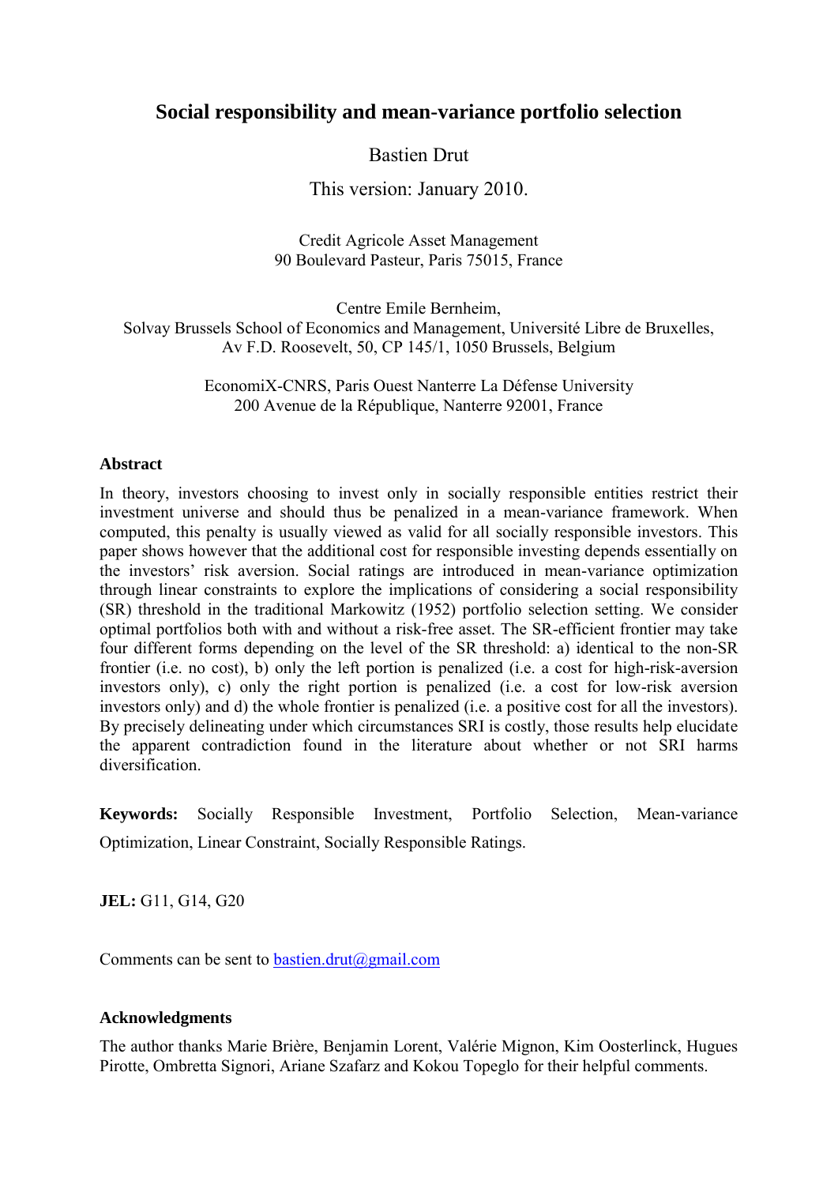# Social responsibility and mean-variance portfolio selection

Bastien Drut

This version: January 2010.

Credit Agricole Asset Management
90 Boulevard Pasteur, Paris 75015, France

Centre Emile Bernheim,
Solvay Brussels School of Economics and Management, Université Libre de Bruxelles,
Av F.D. Roosevelt, 50, CP 145/1, 1050 Brussels, Belgium

EconomiX-CNRS, Paris Ouest Nanterre La Défense University
200 Avenue de la République, Nanterre 92001, France

## Abstract

In theory, investors choosing to invest only in socially responsible entities restrict their investment universe and should thus be penalized in a mean-variance framework. When computed, this penalty is usually viewed as valid for all socially responsible investors. This paper shows however that the additional cost for responsible investing depends essentially on the investors' risk aversion. Social ratings are introduced in mean-variance optimization through linear constraints to explore the implications of considering a social responsibility (SR) threshold in the traditional Markowitz (1952) portfolio selection setting. We consider optimal portfolios both with and without a risk-free asset. The SR-efficient frontier may take four different forms depending on the level of the SR threshold: a) identical to the non-SR frontier (i.e. no cost), b) only the left portion is penalized (i.e. a cost for high-risk-aversion investors only), c) only the right portion is penalized (i.e. a cost for low-risk aversion investors only) and d) the whole frontier is penalized (i.e. a positive cost for all the investors). By precisely delineating under which circumstances SRI is costly, those results help elucidate the apparent contradiction found in the literature about whether or not SRI harms diversification.

**Keywords:** Socially Responsible Investment, Portfolio Selection, Mean-variance Optimization, Linear Constraint, Socially Responsible Ratings.

**JEL:** G11, G14, G20

Comments can be sent to bastien.drut@gmail.com

## Acknowledgments

The author thanks Marie Brière, Benjamin Lorent, Valérie Mignon, Kim Oosterlinck, Hugues Pirotte, Ombretta Signori, Ariane Szafarz and Kokou Topeglo for their helpful comments.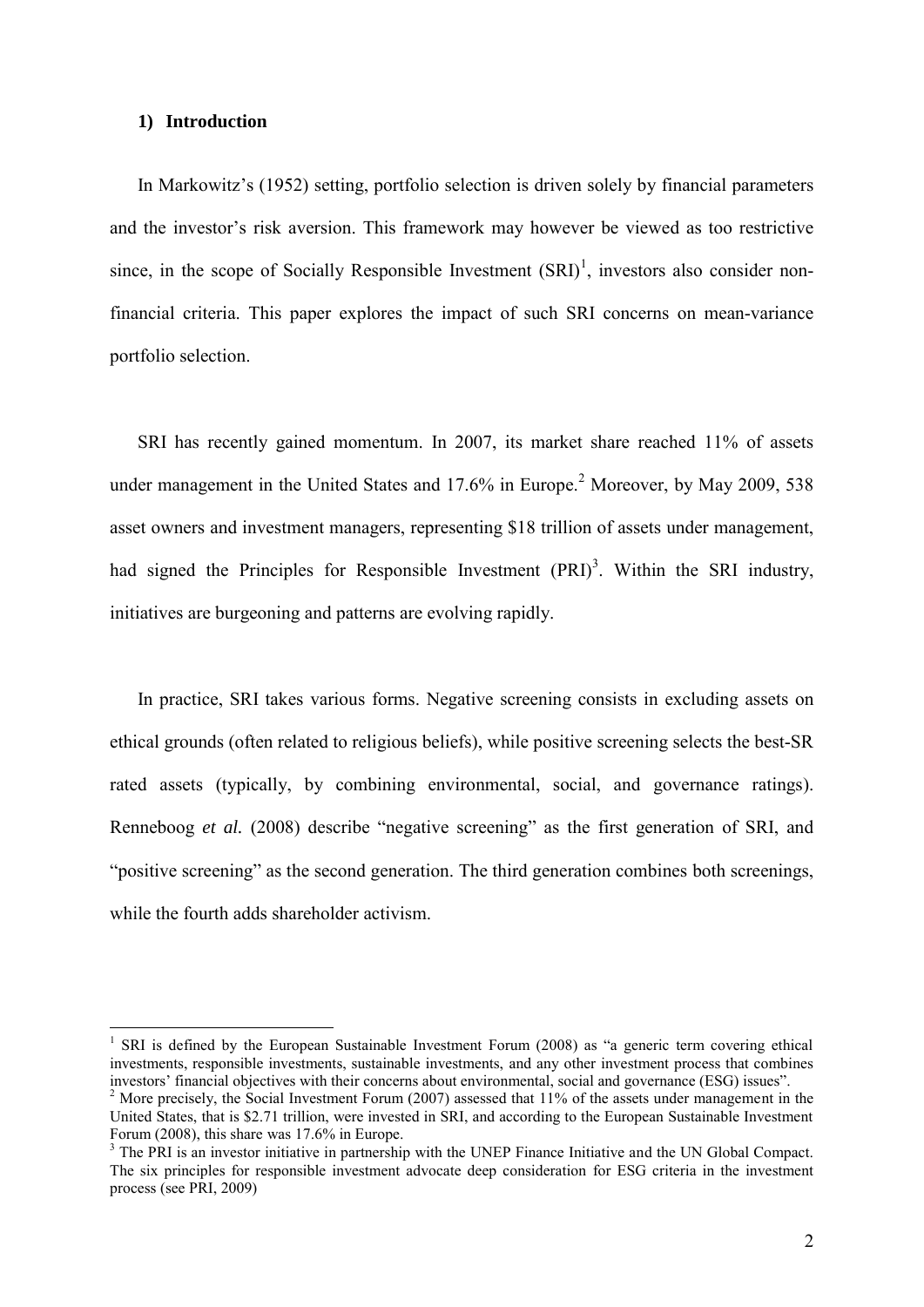## 1) Introduction

In Markowitz's (1952) setting, portfolio selection is driven solely by financial parameters and the investor's risk aversion. This framework may however be viewed as too restrictive since, in the scope of Socially Responsible Investment (SRI)[1], investors also consider non-financial criteria. This paper explores the impact of such SRI concerns on mean-variance portfolio selection.

SRI has recently gained momentum. In 2007, its market share reached 11% of assets under management in the United States and 17.6% in Europe.[2] Moreover, by May 2009, 538 asset owners and investment managers, representing \$18 trillion of assets under management, had signed the Principles for Responsible Investment (PRI)[3]. Within the SRI industry, initiatives are burgeoning and patterns are evolving rapidly.

In practice, SRI takes various forms. Negative screening consists in excluding assets on ethical grounds (often related to religious beliefs), while positive screening selects the best-SR rated assets (typically, by combining environmental, social, and governance ratings). Renneboog *et al.* (2008) describe "negative screening" as the first generation of SRI, and "positive screening" as the second generation. The third generation combines both screenings, while the fourth adds shareholder activism.

---

[1] SRI is defined by the European Sustainable Investment Forum (2008) as "a generic term covering ethical investments, responsible investments, sustainable investments, and any other investment process that combines investors' financial objectives with their concerns about environmental, social and governance (ESG) issues".

[2] More precisely, the Social Investment Forum (2007) assessed that 11% of the assets under management in the United States, that is \$2.71 trillion, were invested in SRI, and according to the European Sustainable Investment Forum (2008), this share was 17.6% in Europe.

[3] The PRI is an investor initiative in partnership with the UNEP Finance Initiative and the UN Global Compact. The six principles for responsible investment advocate deep consideration for ESG criteria in the investment process (see PRI, 2009)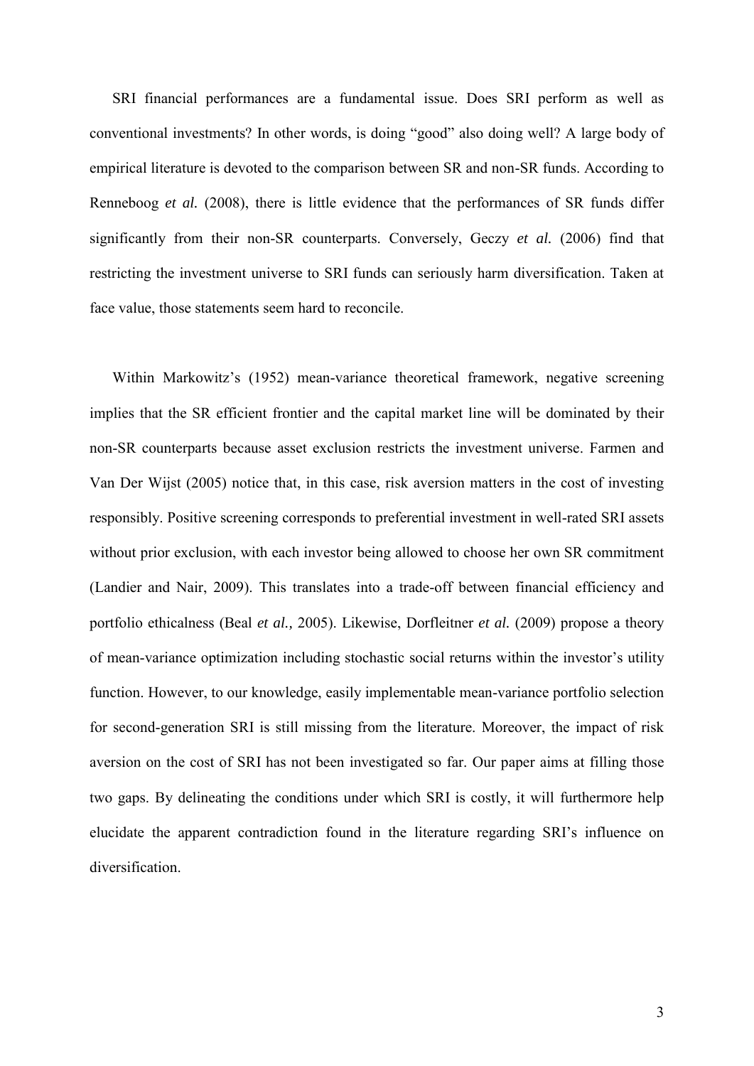SRI financial performances are a fundamental issue. Does SRI perform as well as conventional investments? In other words, is doing "good" also doing well? A large body of empirical literature is devoted to the comparison between SR and non-SR funds. According to Renneboog *et al.* (2008), there is little evidence that the performances of SR funds differ significantly from their non-SR counterparts. Conversely, Geczy *et al.* (2006) find that restricting the investment universe to SRI funds can seriously harm diversification. Taken at face value, those statements seem hard to reconcile.

Within Markowitz's (1952) mean-variance theoretical framework, negative screening implies that the SR efficient frontier and the capital market line will be dominated by their non-SR counterparts because asset exclusion restricts the investment universe. Farmen and Van Der Wijst (2005) notice that, in this case, risk aversion matters in the cost of investing responsibly. Positive screening corresponds to preferential investment in well-rated SRI assets without prior exclusion, with each investor being allowed to choose her own SR commitment (Landier and Nair, 2009). This translates into a trade-off between financial efficiency and portfolio ethicalness (Beal *et al.,* 2005). Likewise, Dorfleitner *et al.* (2009) propose a theory of mean-variance optimization including stochastic social returns within the investor's utility function. However, to our knowledge, easily implementable mean-variance portfolio selection for second-generation SRI is still missing from the literature. Moreover, the impact of risk aversion on the cost of SRI has not been investigated so far. Our paper aims at filling those two gaps. By delineating the conditions under which SRI is costly, it will furthermore help elucidate the apparent contradiction found in the literature regarding SRI's influence on diversification.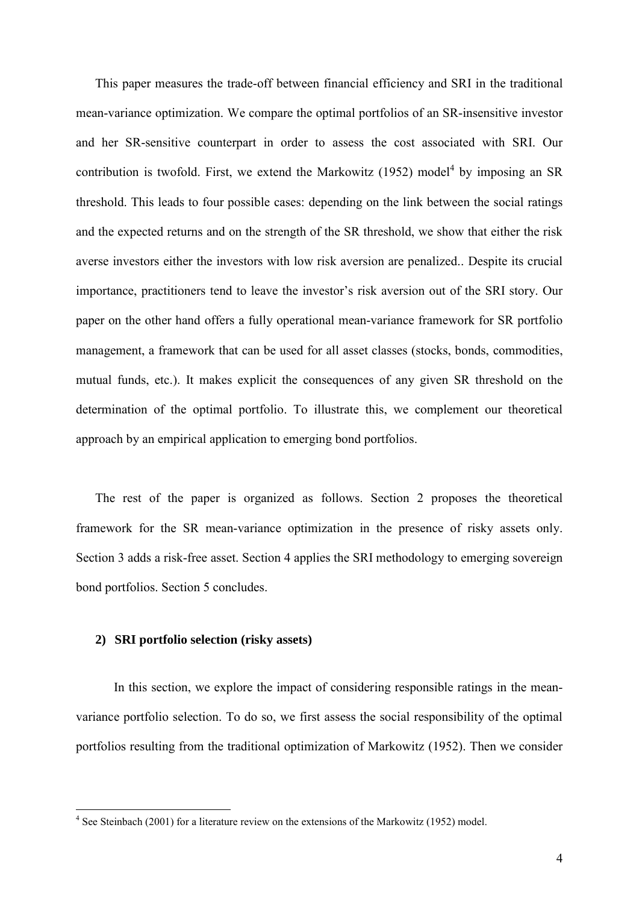This paper measures the trade-off between financial efficiency and SRI in the traditional mean-variance optimization. We compare the optimal portfolios of an SR-insensitive investor and her SR-sensitive counterpart in order to assess the cost associated with SRI. Our contribution is twofold. First, we extend the Markowitz (1952) model[4] by imposing an SR threshold. This leads to four possible cases: depending on the link between the social ratings and the expected returns and on the strength of the SR threshold, we show that either the risk averse investors either the investors with low risk aversion are penalized.. Despite its crucial importance, practitioners tend to leave the investor's risk aversion out of the SRI story. Our paper on the other hand offers a fully operational mean-variance framework for SR portfolio management, a framework that can be used for all asset classes (stocks, bonds, commodities, mutual funds, etc.). It makes explicit the consequences of any given SR threshold on the determination of the optimal portfolio. To illustrate this, we complement our theoretical approach by an empirical application to emerging bond portfolios.

The rest of the paper is organized as follows. Section 2 proposes the theoretical framework for the SR mean-variance optimization in the presence of risky assets only. Section 3 adds a risk-free asset. Section 4 applies the SRI methodology to emerging sovereign bond portfolios. Section 5 concludes.

## 2) SRI portfolio selection (risky assets)

In this section, we explore the impact of considering responsible ratings in the mean-variance portfolio selection. To do so, we first assess the social responsibility of the optimal portfolios resulting from the traditional optimization of Markowitz (1952). Then we consider

[4] See Steinbach (2001) for a literature review on the extensions of the Markowitz (1952) model.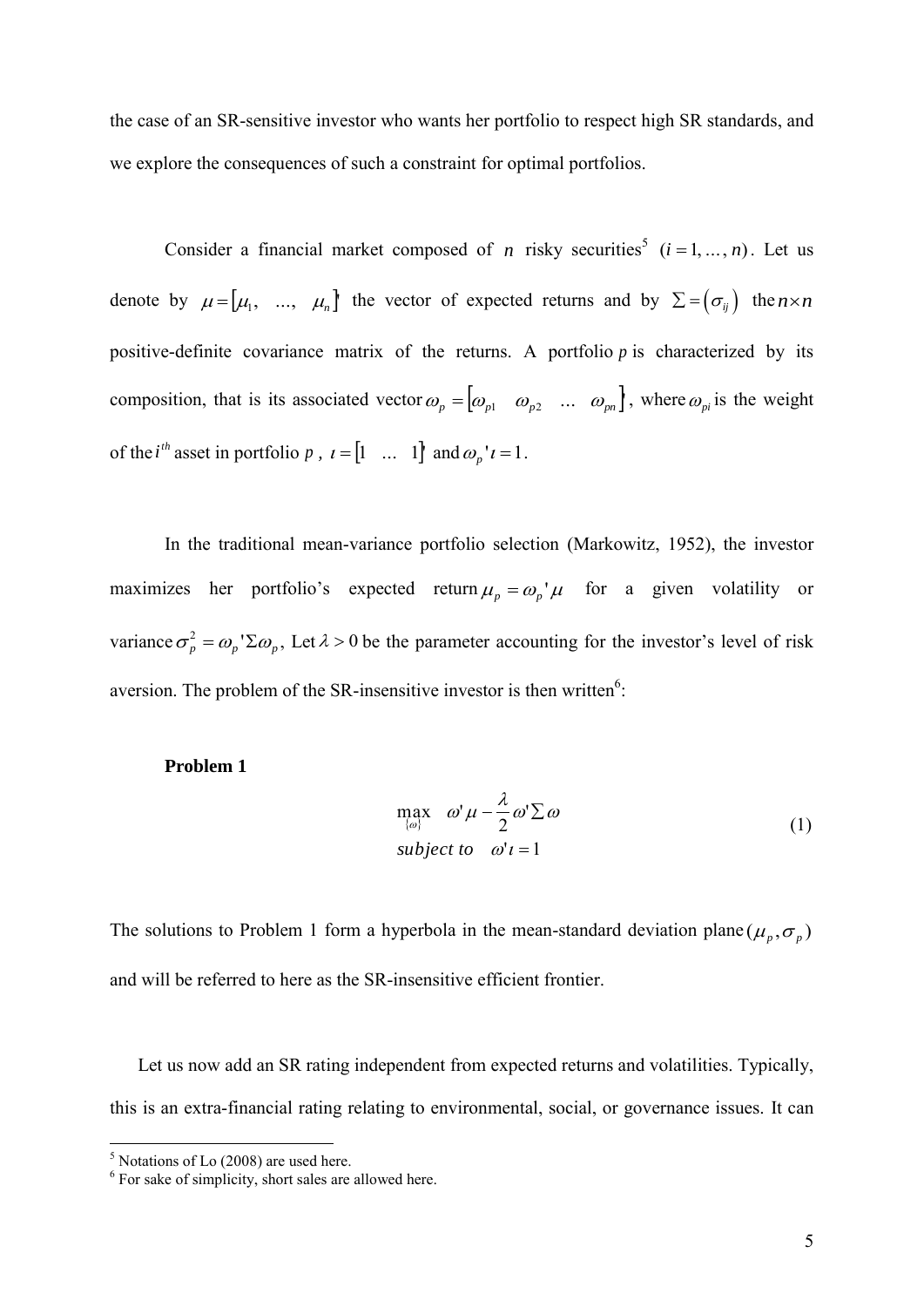the case of an SR-sensitive investor who wants her portfolio to respect high SR standards, and we explore the consequences of such a constraint for optimal portfolios.

Consider a financial market composed of $n$ risky securities[5] $(i = 1, \ldots, n)$. Let us denote by $\mu = [\mu_1, \ \ldots, \ \mu_n]'$ the vector of expected returns and by $\Sigma = (\sigma_{ij})$ the $n \times n$ positive-definite covariance matrix of the returns. A portfolio $p$ is characterized by its composition, that is its associated vector $\omega_p = [\omega_{p1} \quad \omega_{p2} \quad \ldots \quad \omega_{pn}]'$, where $\omega_{pi}$ is the weight of the $i^{th}$ asset in portfolio $p$, $\iota = [1 \quad \ldots \quad 1]'$ and $\omega_p ' \iota = 1$.

In the traditional mean-variance portfolio selection (Markowitz, 1952), the investor maximizes her portfolio's expected return $\mu_p = \omega_p ' \mu$ for a given volatility or variance $\sigma_p^2 = \omega_p ' \Sigma \omega_p$, Let $\lambda > 0$ be the parameter accounting for the investor's level of risk aversion. The problem of the SR-insensitive investor is then written[6]:

**Problem 1**

$$
\begin{aligned}
&\max_{\{\omega\}} \quad \omega' \mu - \frac{\lambda}{2} \omega' \Sigma \omega \\
&\textit{subject to} \quad \omega' \iota = 1
\end{aligned}
\tag{1}
$$

The solutions to Problem 1 form a hyperbola in the mean-standard deviation plane $(\mu_p, \sigma_p)$ and will be referred to here as the SR-insensitive efficient frontier.

Let us now add an SR rating independent from expected returns and volatilities. Typically, this is an extra-financial rating relating to environmental, social, or governance issues. It can

[5] Notations of Lo (2008) are used here.

[6] For sake of simplicity, short sales are allowed here.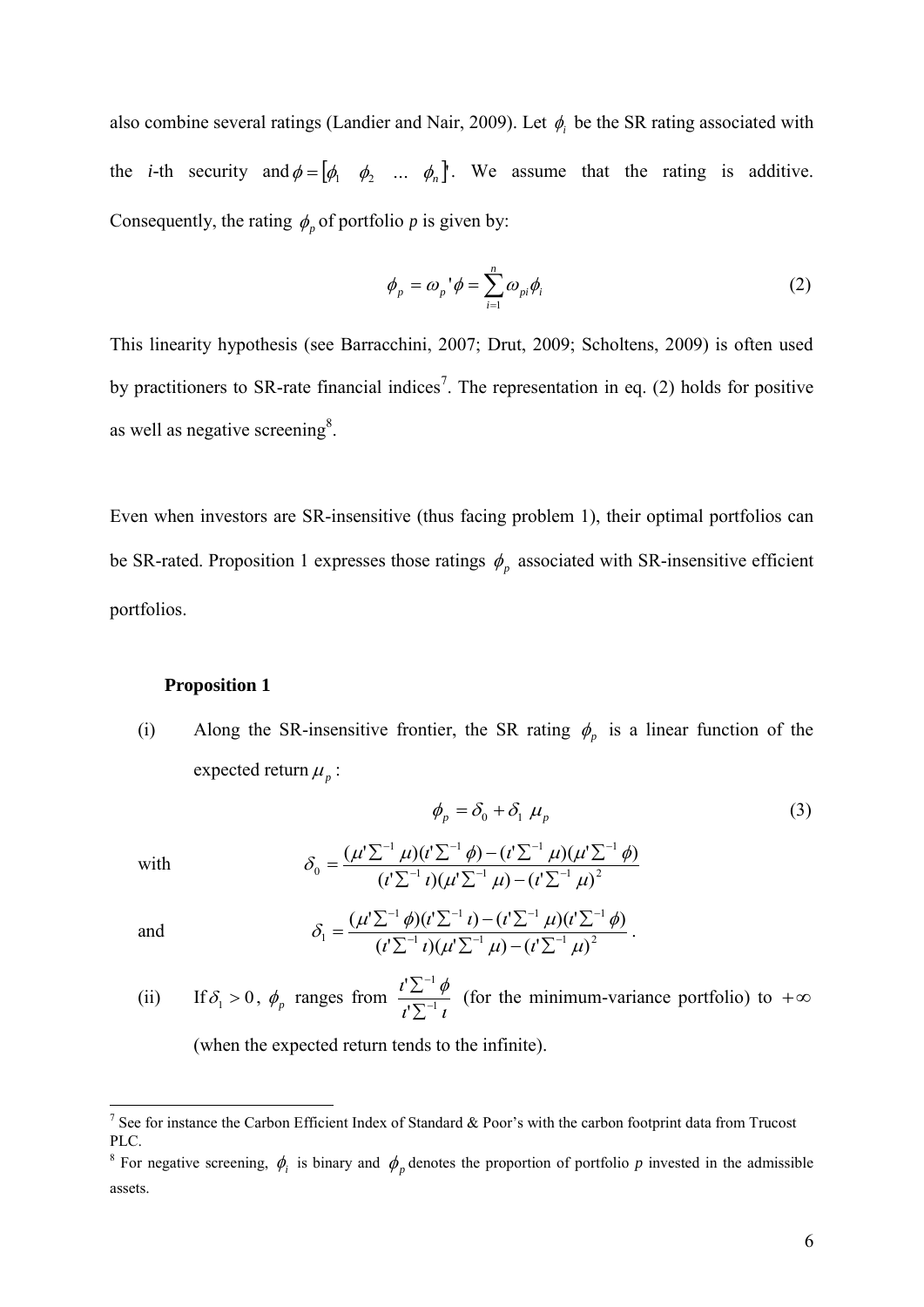also combine several ratings (Landier and Nair, 2009). Let $\phi_i$ be the SR rating associated with the *i*-th security and $\phi = [\phi_1 \quad \phi_2 \quad \ldots \quad \phi_n]'$. We assume that the rating is additive. Consequently, the rating $\phi_p$ of portfolio *p* is given by:

$$\phi_p = \omega_p ' \phi = \sum_{i=1}^{n} \omega_{pi} \phi_i \tag{2}$$

This linearity hypothesis (see Barracchini, 2007; Drut, 2009; Scholtens, 2009) is often used by practitioners to SR-rate financial indices[7]. The representation in eq. (2) holds for positive as well as negative screening[8].

Even when investors are SR-insensitive (thus facing problem 1), their optimal portfolios can be SR-rated. Proposition 1 expresses those ratings $\phi_p$ associated with SR-insensitive efficient portfolios.

**Proposition 1**

(i) Along the SR-insensitive frontier, the SR rating $\phi_p$ is a linear function of the expected return $\mu_p$:

$$\phi_p = \delta_0 + \delta_1 \ \mu_p \tag{3}$$

with
$$\delta_0 = \frac{(\mu' \Sigma^{-1} \mu)(\iota' \Sigma^{-1} \phi) - (\iota' \Sigma^{-1} \mu)(\mu' \Sigma^{-1} \phi)}{(\iota' \Sigma^{-1} \iota)(\mu' \Sigma^{-1} \mu) - (\iota' \Sigma^{-1} \mu)^2}$$

and
$$\delta_1 = \frac{(\mu' \Sigma^{-1} \phi)(\iota' \Sigma^{-1} \iota) - (\iota' \Sigma^{-1} \mu)(\iota' \Sigma^{-1} \phi)}{(\iota' \Sigma^{-1} \iota)(\mu' \Sigma^{-1} \mu) - (\iota' \Sigma^{-1} \mu)^2}.$$

(ii) If $\delta_1 > 0$, $\phi_p$ ranges from $\frac{\iota' \Sigma^{-1} \phi}{\iota' \Sigma^{-1} \iota}$ (for the minimum-variance portfolio) to $+\infty$ (when the expected return tends to the infinite).

---

[7] See for instance the Carbon Efficient Index of Standard & Poor's with the carbon footprint data from Trucost PLC.

[8] For negative screening, $\phi_i$ is binary and $\phi_p$ denotes the proportion of portfolio *p* invested in the admissible assets.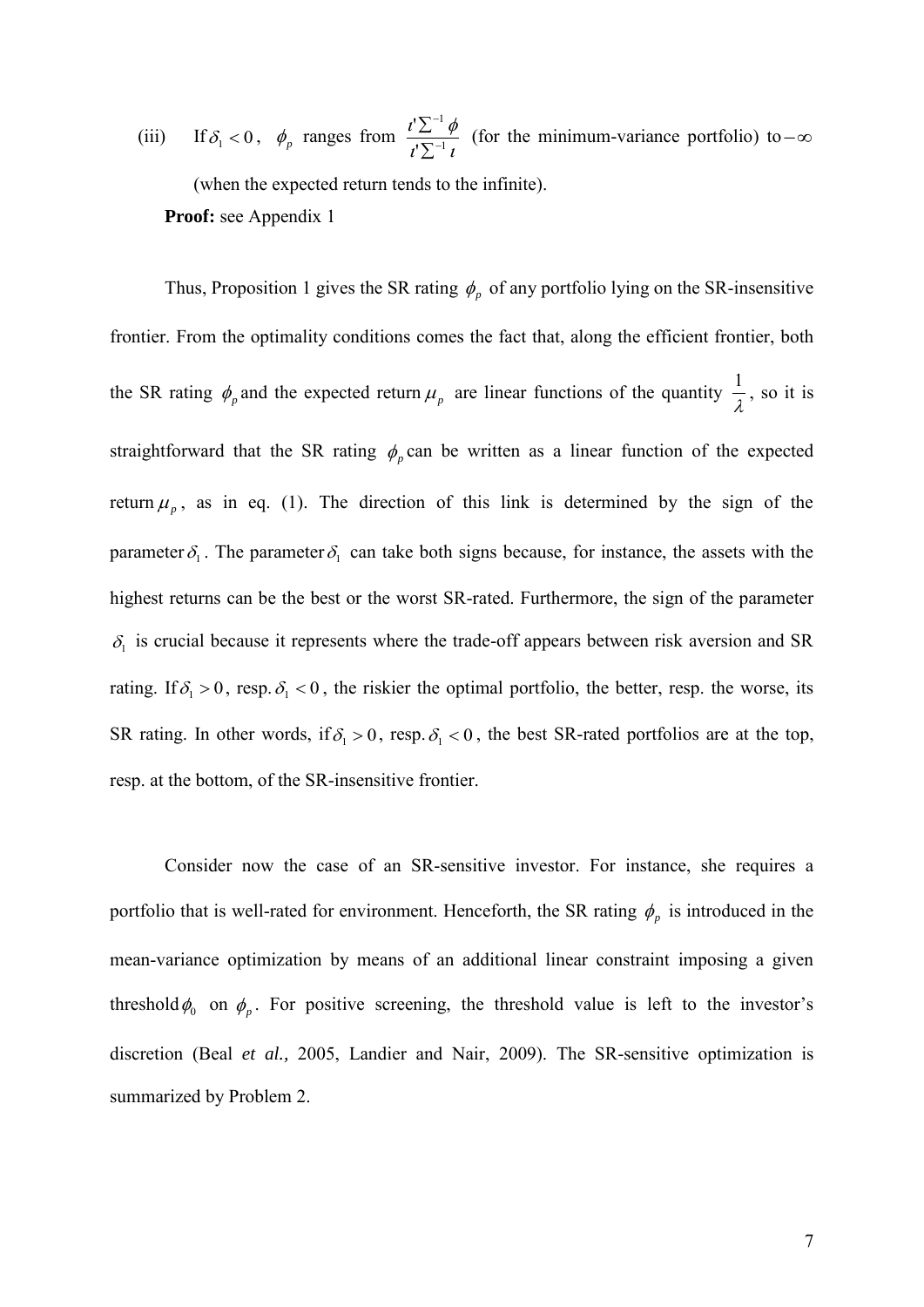(iii) If $\delta_1 < 0$, $\phi_p$ ranges from $\dfrac{\iota'\Sigma^{-1}\phi}{\iota'\Sigma^{-1}\iota}$ (for the minimum-variance portfolio) to $-\infty$ (when the expected return tends to the infinite).

**Proof:** see Appendix 1

Thus, Proposition 1 gives the SR rating $\phi_p$ of any portfolio lying on the SR-insensitive frontier. From the optimality conditions comes the fact that, along the efficient frontier, both the SR rating $\phi_p$ and the expected return $\mu_p$ are linear functions of the quantity $\dfrac{1}{\lambda}$, so it is straightforward that the SR rating $\phi_p$ can be written as a linear function of the expected return $\mu_p$, as in eq. (1). The direction of this link is determined by the sign of the parameter $\delta_1$. The parameter $\delta_1$ can take both signs because, for instance, the assets with the highest returns can be the best or the worst SR-rated. Furthermore, the sign of the parameter $\delta_1$ is crucial because it represents where the trade-off appears between risk aversion and SR rating. If $\delta_1 > 0$, resp. $\delta_1 < 0$, the riskier the optimal portfolio, the better, resp. the worse, its SR rating. In other words, if $\delta_1 > 0$, resp. $\delta_1 < 0$, the best SR-rated portfolios are at the top, resp. at the bottom, of the SR-insensitive frontier.

Consider now the case of an SR-sensitive investor. For instance, she requires a portfolio that is well-rated for environment. Henceforth, the SR rating $\phi_p$ is introduced in the mean-variance optimization by means of an additional linear constraint imposing a given threshold $\phi_0$ on $\phi_p$. For positive screening, the threshold value is left to the investor's discretion (Beal *et al.,* 2005, Landier and Nair, 2009). The SR-sensitive optimization is summarized by Problem 2.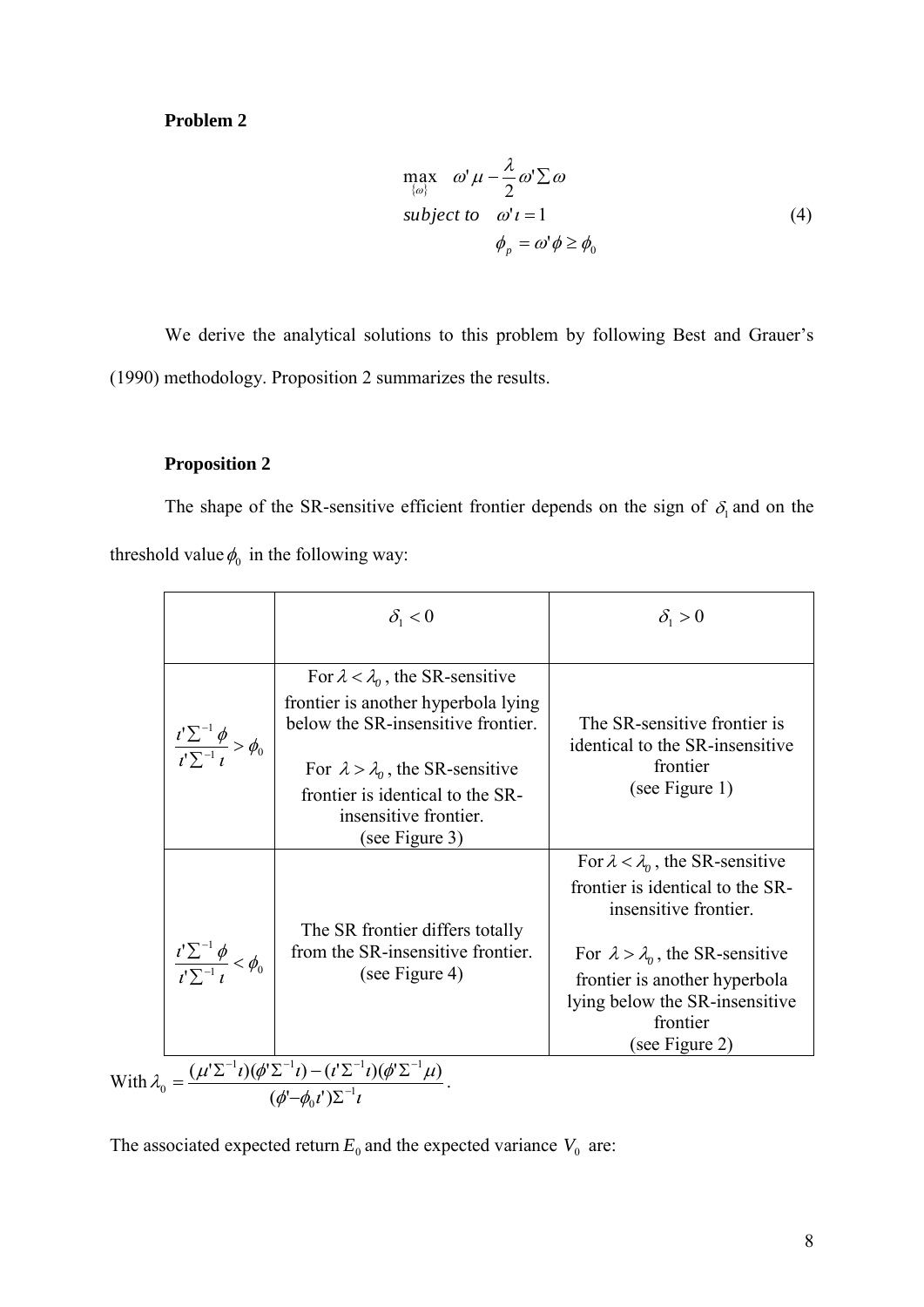**Problem 2**

$$\begin{aligned} \max_{\{\omega\}} \quad & \omega'\mu - \frac{\lambda}{2}\omega'\Sigma\omega \\ \textit{subject to} \quad & \omega'\iota = 1 \\ & \phi_p = \omega'\phi \geq \phi_0 \end{aligned} \tag{4}$$

We derive the analytical solutions to this problem by following Best and Grauer's (1990) methodology. Proposition 2 summarizes the results.

**Proposition 2**

The shape of the SR-sensitive efficient frontier depends on the sign of $\delta_1$ and on the threshold value $\phi_0$ in the following way:

| | $\delta_1 < 0$ | $\delta_1 > 0$ |
|---|---|---|
| $\frac{\iota'\Sigma^{-1}\phi}{\iota'\Sigma^{-1}\iota} > \phi_0$ | For $\lambda < \lambda_0$, the SR-sensitive frontier is another hyperbola lying below the SR-insensitive frontier. For $\lambda > \lambda_0$, the SR-sensitive frontier is identical to the SR-insensitive frontier. (see Figure 3) | The SR-sensitive frontier is identical to the SR-insensitive frontier (see Figure 1) |
| $\frac{\iota'\Sigma^{-1}\phi}{\iota'\Sigma^{-1}\iota} < \phi_0$ | The SR frontier differs totally from the SR-insensitive frontier. (see Figure 4) | For $\lambda < \lambda_0$, the SR-sensitive frontier is identical to the SR-insensitive frontier. For $\lambda > \lambda_0$, the SR-sensitive frontier is another hyperbola lying below the SR-insensitive frontier (see Figure 2) |

With $\lambda_0 = \dfrac{(\mu'\Sigma^{-1}\iota)(\phi'\Sigma^{-1}\iota) - (\iota'\Sigma^{-1}\iota)(\phi'\Sigma^{-1}\mu)}{(\phi' - \phi_0\iota')\Sigma^{-1}\iota}$.

The associated expected return $E_0$ and the expected variance $V_0$ are: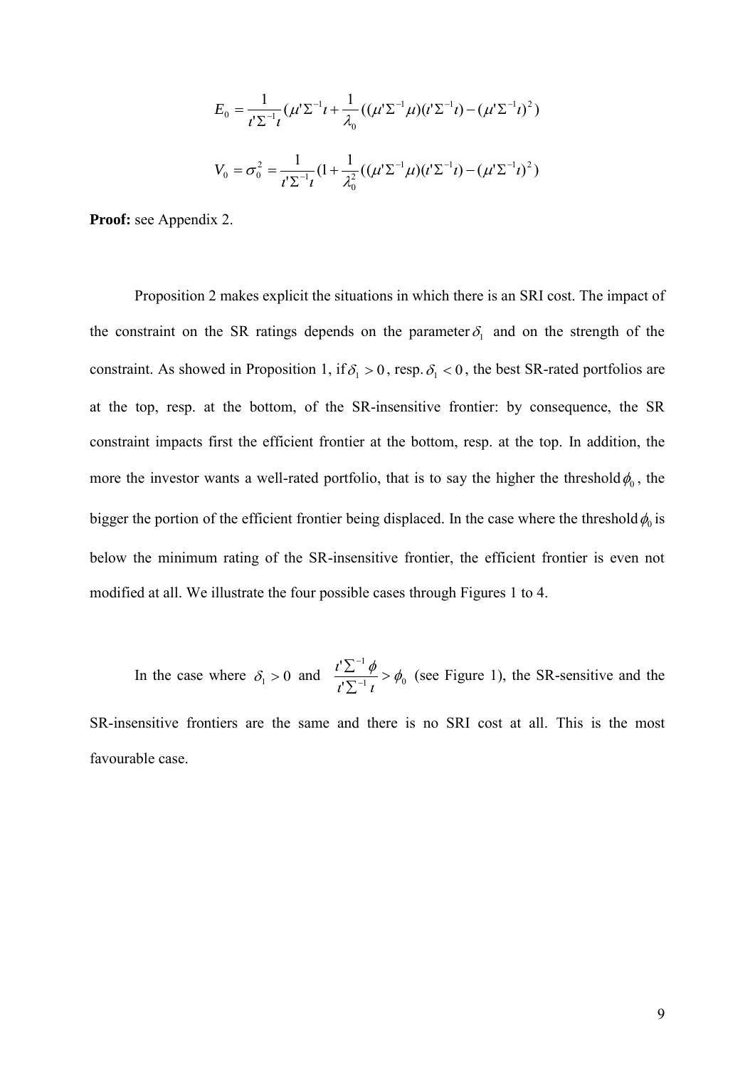$$E_0 = \frac{1}{\iota'\Sigma^{-1}\iota}(\mu'\Sigma^{-1}\iota + \frac{1}{\lambda_0}((\mu'\Sigma^{-1}\mu)(\iota'\Sigma^{-1}\iota) - (\mu'\Sigma^{-1}\iota)^2)$$

$$V_0 = \sigma_0^2 = \frac{1}{\iota'\Sigma^{-1}\iota}(1 + \frac{1}{\lambda_0^2}((\mu'\Sigma^{-1}\mu)(\iota'\Sigma^{-1}\iota) - (\mu'\Sigma^{-1}\iota)^2)$$

**Proof:** see Appendix 2.

Proposition 2 makes explicit the situations in which there is an SRI cost. The impact of the constraint on the SR ratings depends on the parameter $\delta_1$ and on the strength of the constraint. As showed in Proposition 1, if $\delta_1 > 0$, resp. $\delta_1 < 0$, the best SR-rated portfolios are at the top, resp. at the bottom, of the SR-insensitive frontier: by consequence, the SR constraint impacts first the efficient frontier at the bottom, resp. at the top. In addition, the more the investor wants a well-rated portfolio, that is to say the higher the threshold $\phi_0$, the bigger the portion of the efficient frontier being displaced. In the case where the threshold $\phi_0$ is below the minimum rating of the SR-insensitive frontier, the efficient frontier is even not modified at all. We illustrate the four possible cases through Figures 1 to 4.

In the case where $\delta_1 > 0$ and $\frac{\iota'\Sigma^{-1}\phi}{\iota'\Sigma^{-1}\iota} > \phi_0$ (see Figure 1), the SR-sensitive and the SR-insensitive frontiers are the same and there is no SRI cost at all. This is the most favourable case.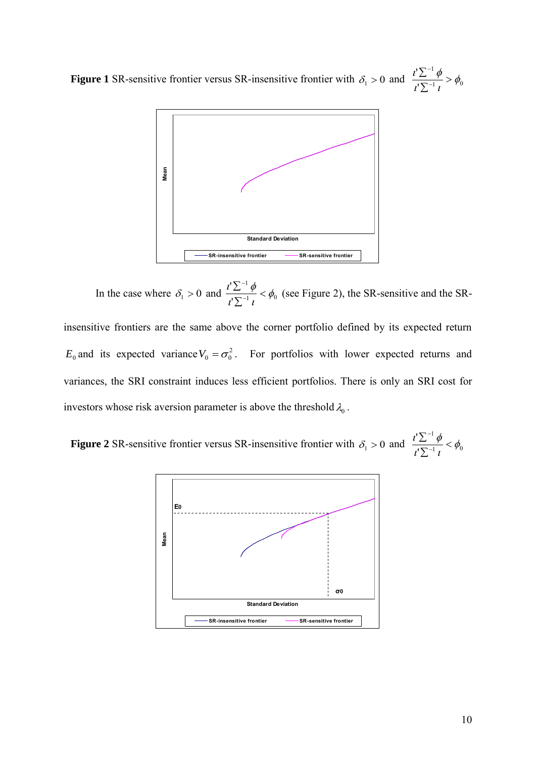**Figure 1** SR-sensitive frontier versus SR-insensitive frontier with $\delta_1 > 0$ and $\frac{\iota'\Sigma^{-1}\phi}{\iota'\Sigma^{-1}\iota} > \phi_0$

In the case where $\delta_1 > 0$ and $\frac{\iota'\Sigma^{-1}\phi}{\iota'\Sigma^{-1}\iota} < \phi_0$ (see Figure 2), the SR-sensitive and the SR-insensitive frontiers are the same above the corner portfolio defined by its expected return $E_0$ and its expected variance $V_0 = \sigma_0^2$. For portfolios with lower expected returns and variances, the SRI constraint induces less efficient portfolios. There is only an SRI cost for investors whose risk aversion parameter is above the threshold $\lambda_0$.

**Figure 2** SR-sensitive frontier versus SR-insensitive frontier with $\delta_1 > 0$ and $\frac{\iota'\Sigma^{-1}\phi}{\iota'\Sigma^{-1}\iota} < \phi_0$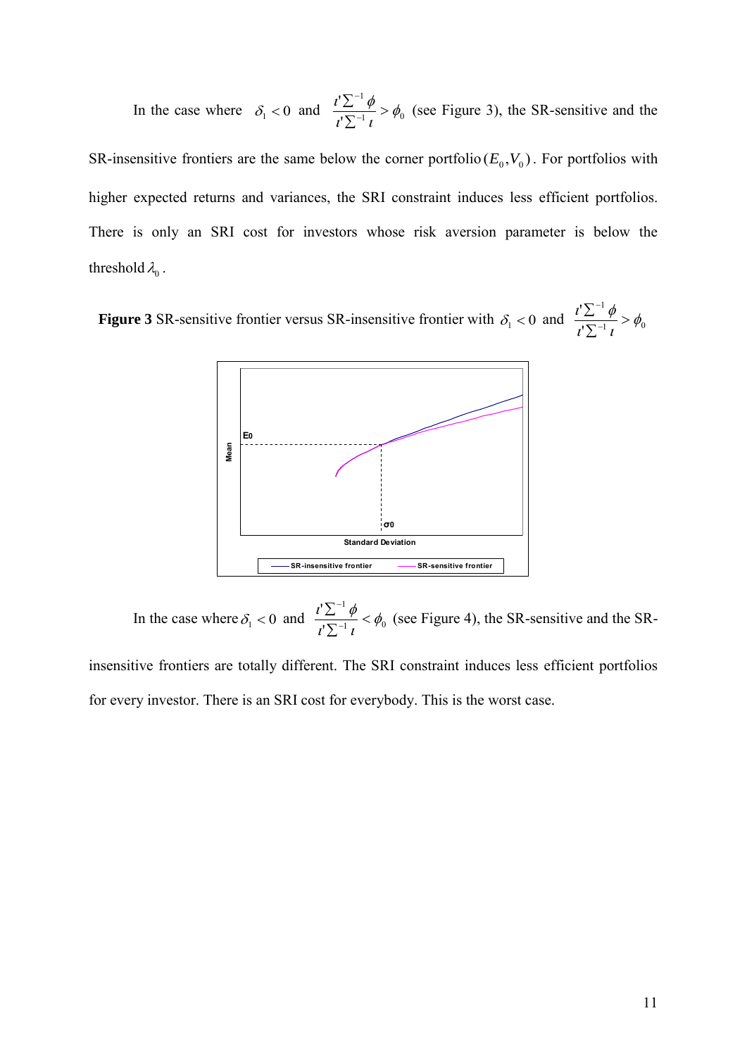In the case where $\delta_1 < 0$ and $\frac{\iota' \Sigma^{-1} \phi}{\iota' \Sigma^{-1} \iota} > \phi_0$ (see Figure 3), the SR-sensitive and the SR-insensitive frontiers are the same below the corner portfolio $(E_0, V_0)$. For portfolios with higher expected returns and variances, the SRI constraint induces less efficient portfolios. There is only an SRI cost for investors whose risk aversion parameter is below the threshold $\lambda_0$.

**Figure 3** SR-sensitive frontier versus SR-insensitive frontier with $\delta_1 < 0$ and $\frac{\iota' \Sigma^{-1} \phi}{\iota' \Sigma^{-1} \iota} > \phi_0$

In the case where $\delta_1 < 0$ and $\frac{\iota' \Sigma^{-1} \phi}{\iota' \Sigma^{-1} \iota} < \phi_0$ (see Figure 4), the SR-sensitive and the SR-insensitive frontiers are totally different. The SRI constraint induces less efficient portfolios for every investor. There is an SRI cost for everybody. This is the worst case.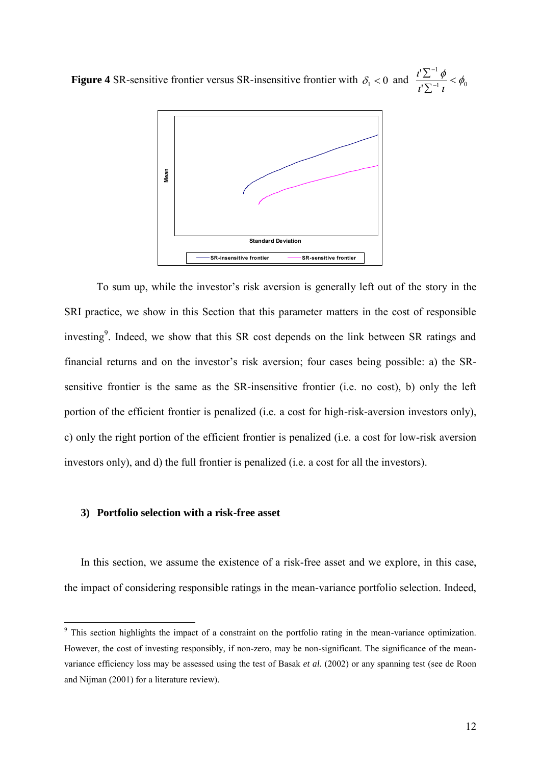**Figure 4** SR-sensitive frontier versus SR-insensitive frontier with $\delta_1 < 0$ and $\dfrac{\iota' \Sigma^{-1} \phi}{\iota' \Sigma^{-1} \iota} < \phi_0$

To sum up, while the investor's risk aversion is generally left out of the story in the SRI practice, we show in this Section that this parameter matters in the cost of responsible investing[9]. Indeed, we show that this SR cost depends on the link between SR ratings and financial returns and on the investor's risk aversion; four cases being possible: a) the SR-sensitive frontier is the same as the SR-insensitive frontier (i.e. no cost), b) only the left portion of the efficient frontier is penalized (i.e. a cost for high-risk-aversion investors only), c) only the right portion of the efficient frontier is penalized (i.e. a cost for low-risk aversion investors only), and d) the full frontier is penalized (i.e. a cost for all the investors).

### 3) Portfolio selection with a risk-free asset

In this section, we assume the existence of a risk-free asset and we explore, in this case, the impact of considering responsible ratings in the mean-variance portfolio selection. Indeed,

[9] This section highlights the impact of a constraint on the portfolio rating in the mean-variance optimization. However, the cost of investing responsibly, if non-zero, may be non-significant. The significance of the mean-variance efficiency loss may be assessed using the test of Basak *et al.* (2002) or any spanning test (see de Roon and Nijman (2001) for a literature review).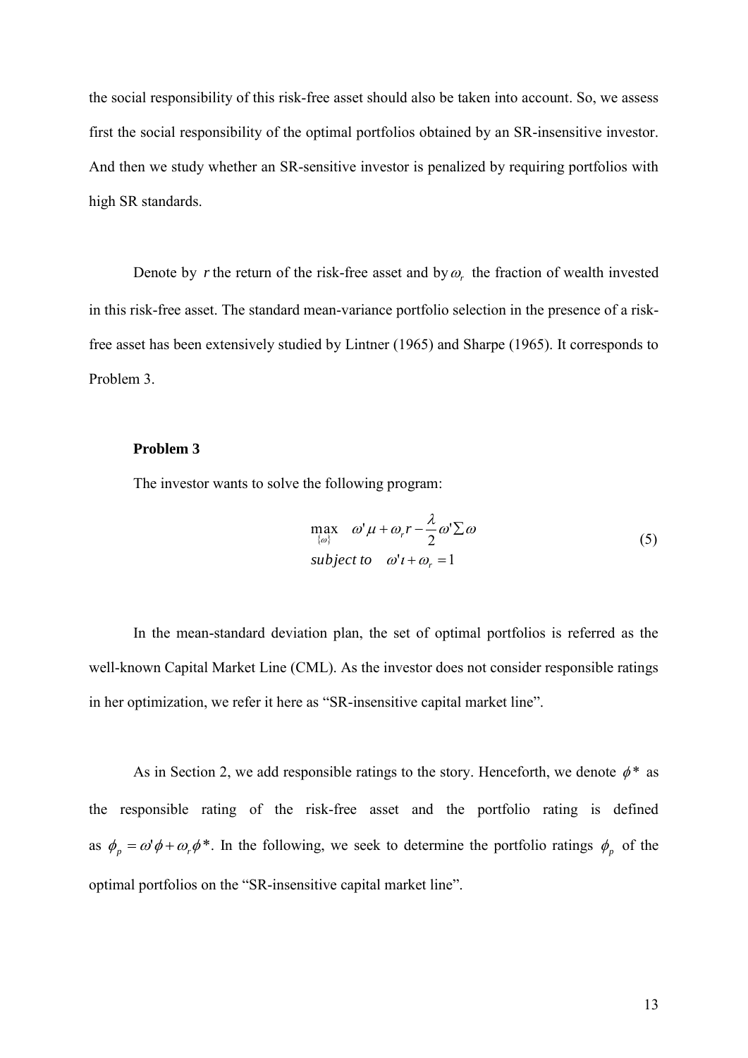the social responsibility of this risk-free asset should also be taken into account. So, we assess first the social responsibility of the optimal portfolios obtained by an SR-insensitive investor. And then we study whether an SR-sensitive investor is penalized by requiring portfolios with high SR standards.

Denote by $r$ the return of the risk-free asset and by $\omega_r$ the fraction of wealth invested in this risk-free asset. The standard mean-variance portfolio selection in the presence of a risk-free asset has been extensively studied by Lintner (1965) and Sharpe (1965). It corresponds to Problem 3.

**Problem 3**

The investor wants to solve the following program:

$$
\begin{aligned}
&\max_{\{\omega\}} \quad \omega'\mu + \omega_r r - \frac{\lambda}{2}\omega'\Sigma\omega \\
&subject\ to \quad \omega'\iota + \omega_r = 1
\end{aligned}
\tag{5}
$$

In the mean-standard deviation plan, the set of optimal portfolios is referred as the well-known Capital Market Line (CML). As the investor does not consider responsible ratings in her optimization, we refer it here as "SR-insensitive capital market line".

As in Section 2, we add responsible ratings to the story. Henceforth, we denote $\phi^*$ as the responsible rating of the risk-free asset and the portfolio rating is defined as $\phi_p = \omega'\phi + \omega_r\phi^*$. In the following, we seek to determine the portfolio ratings $\phi_p$ of the optimal portfolios on the "SR-insensitive capital market line".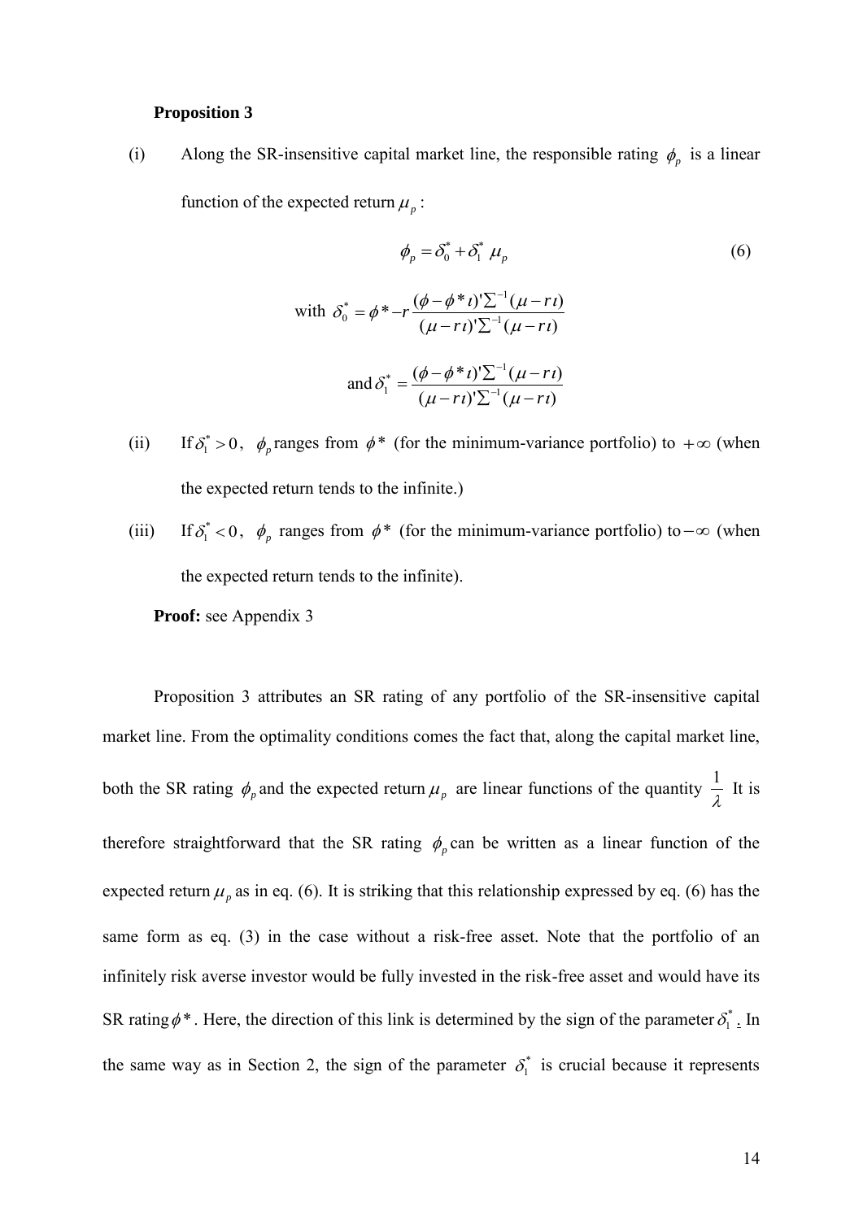**Proposition 3**

(i) Along the SR-insensitive capital market line, the responsible rating $\phi_p$ is a linear function of the expected return $\mu_p$:

$$\phi_p = \delta_0^* + \delta_1^* \ \mu_p \tag{6}$$

$$\text{with } \delta_0^* = \phi^* - r \frac{(\phi - \phi^* \iota)' \Sigma^{-1} (\mu - r\iota)}{(\mu - r\iota)' \Sigma^{-1} (\mu - r\iota)}$$

$$\text{and } \delta_1^* = \frac{(\phi - \phi^* \iota)' \Sigma^{-1} (\mu - r\iota)}{(\mu - r\iota)' \Sigma^{-1} (\mu - r\iota)}$$

(ii) If $\delta_1^* > 0$, $\phi_p$ ranges from $\phi^*$ (for the minimum-variance portfolio) to $+\infty$ (when the expected return tends to the infinite.)

(iii) If $\delta_1^* < 0$, $\phi_p$ ranges from $\phi^*$ (for the minimum-variance portfolio) to $-\infty$ (when the expected return tends to the infinite).

**Proof:** see Appendix 3

Proposition 3 attributes an SR rating of any portfolio of the SR-insensitive capital market line. From the optimality conditions comes the fact that, along the capital market line, both the SR rating $\phi_p$ and the expected return $\mu_p$ are linear functions of the quantity $\frac{1}{\lambda}$ It is therefore straightforward that the SR rating $\phi_p$ can be written as a linear function of the expected return $\mu_p$ as in eq. (6). It is striking that this relationship expressed by eq. (6) has the same form as eq. (3) in the case without a risk-free asset. Note that the portfolio of an infinitely risk averse investor would be fully invested in the risk-free asset and would have its SR rating $\phi^*$. Here, the direction of this link is determined by the sign of the parameter $\delta_1^*$. In the same way as in Section 2, the sign of the parameter $\delta_1^*$ is crucial because it represents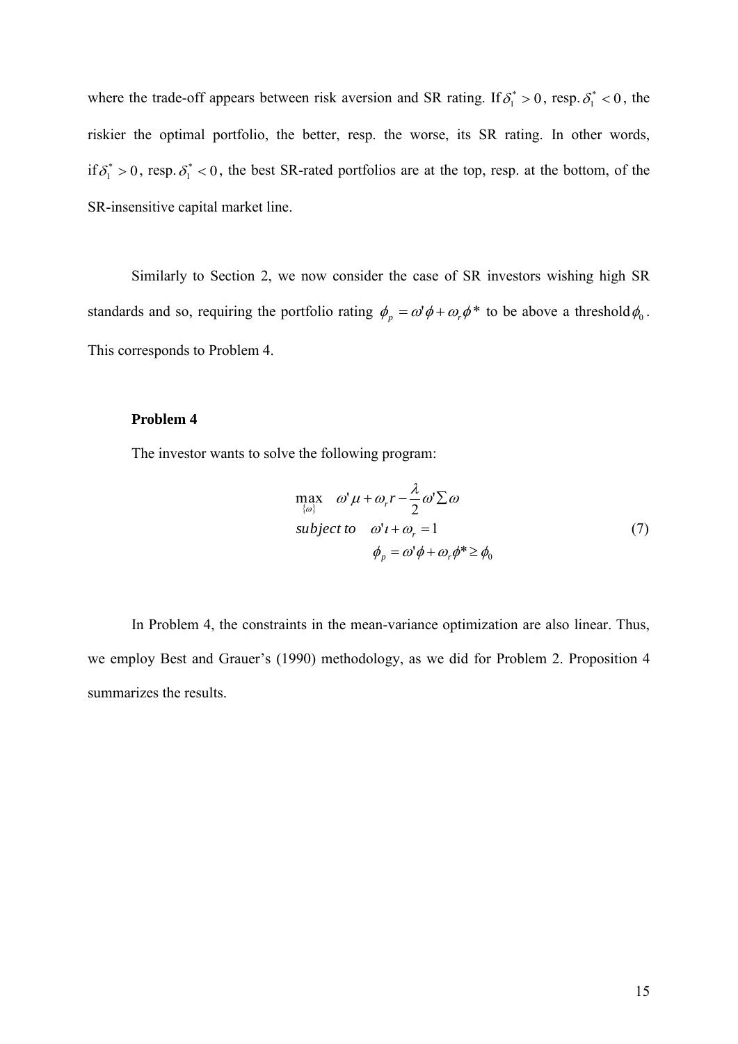where the trade-off appears between risk aversion and SR rating. If $\delta_1^* > 0$, resp. $\delta_1^* < 0$, the riskier the optimal portfolio, the better, resp. the worse, its SR rating. In other words, if $\delta_1^* > 0$, resp. $\delta_1^* < 0$, the best SR-rated portfolios are at the top, resp. at the bottom, of the SR-insensitive capital market line.

Similarly to Section 2, we now consider the case of SR investors wishing high SR standards and so, requiring the portfolio rating $\phi_p = \omega'\phi + \omega_r\phi^*$ to be above a threshold $\phi_0$. This corresponds to Problem 4.

**Problem 4**

The investor wants to solve the following program:

$$
\begin{aligned}
&\max_{\{\omega\}} \quad \omega'\mu + \omega_r r - \frac{\lambda}{2}\omega'\Sigma\omega \\
&\textit{subject to} \quad \omega'\iota + \omega_r = 1 \\
&\qquad\qquad\quad \phi_p = \omega'\phi + \omega_r\phi^* \geq \phi_0
\end{aligned}
\tag{7}
$$

In Problem 4, the constraints in the mean-variance optimization are also linear. Thus, we employ Best and Grauer's (1990) methodology, as we did for Problem 2. Proposition 4 summarizes the results.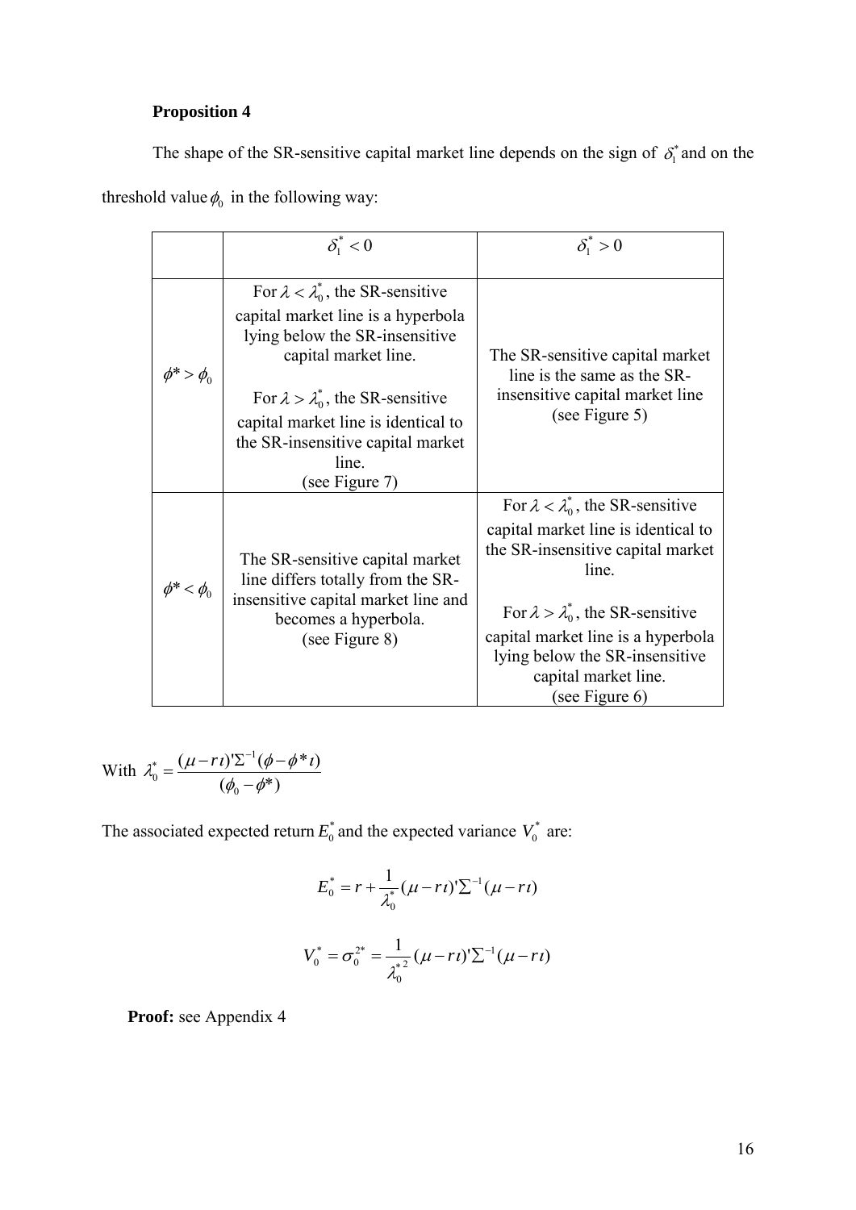**Proposition 4**

The shape of the SR-sensitive capital market line depends on the sign of $\delta_1^*$ and on the threshold value $\phi_0$ in the following way:

| | $\delta_1^* < 0$ | $\delta_1^* > 0$ |
|---|---|---|
| $\phi^* > \phi_0$ | For $\lambda < \lambda_0^*$, the SR-sensitive capital market line is a hyperbola lying below the SR-insensitive capital market line. For $\lambda > \lambda_0^*$, the SR-sensitive capital market line is identical to the SR-insensitive capital market line. (see Figure 7) | The SR-sensitive capital market line is the same as the SR-insensitive capital market line (see Figure 5) |
| $\phi^* < \phi_0$ | The SR-sensitive capital market line differs totally from the SR-insensitive capital market line and becomes a hyperbola. (see Figure 8) | For $\lambda < \lambda_0^*$, the SR-sensitive capital market line is identical to the SR-insensitive capital market line. For $\lambda > \lambda_0^*$, the SR-sensitive capital market line is a hyperbola lying below the SR-insensitive capital market line. (see Figure 6) |

With $\lambda_0^* = \dfrac{(\mu - r\iota)'\Sigma^{-1}(\phi - \phi^* \iota)}{(\phi_0 - \phi^*)}$

The associated expected return $E_0^*$ and the expected variance $V_0^*$ are:

$$E_0^* = r + \frac{1}{\lambda_0^*}(\mu - r\iota)'\Sigma^{-1}(\mu - r\iota)$$

$$V_0^* = \sigma_0^{2*} = \frac{1}{\lambda_0^{*2}}(\mu - r\iota)'\Sigma^{-1}(\mu - r\iota)$$

**Proof:** see Appendix 4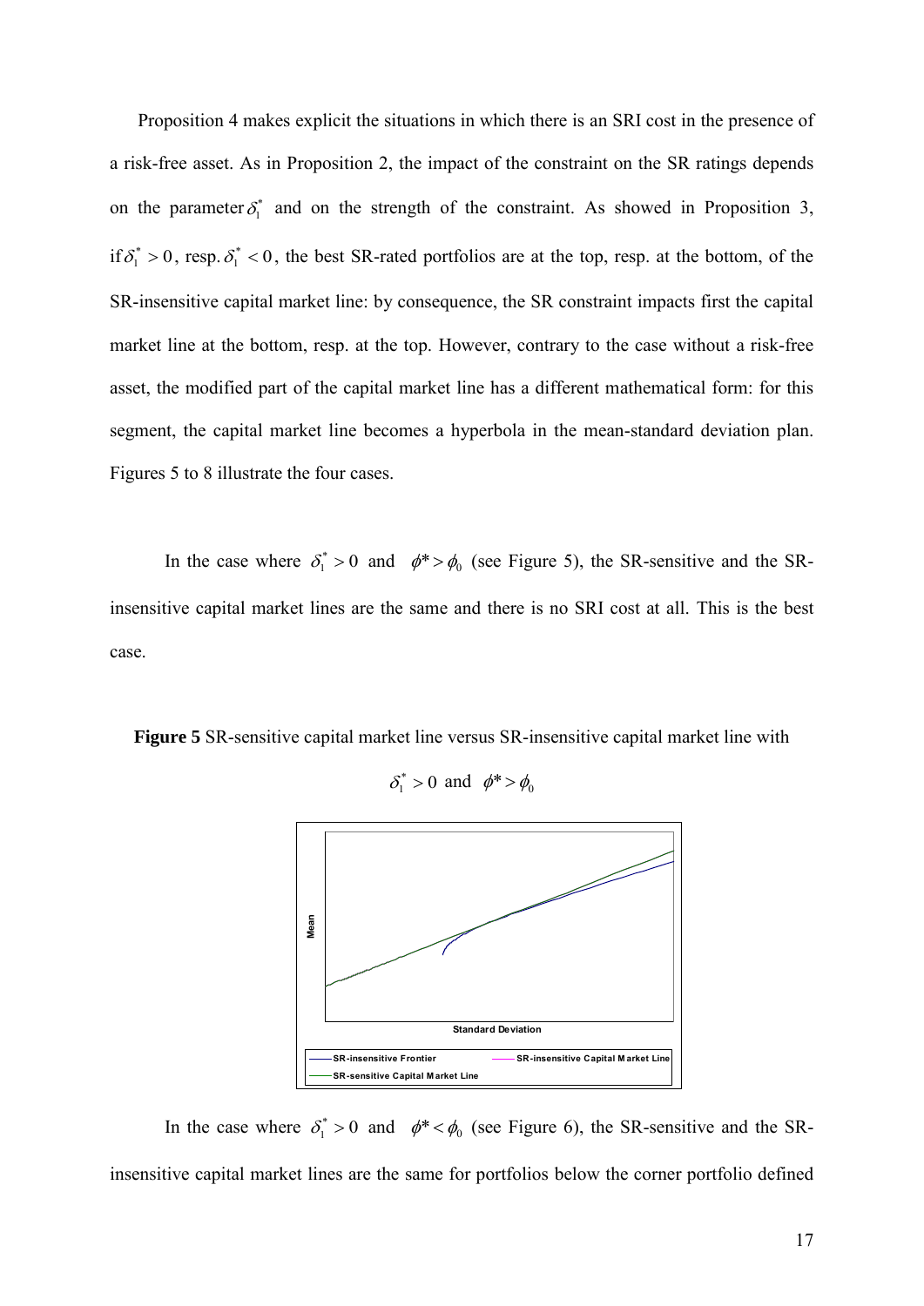Proposition 4 makes explicit the situations in which there is an SRI cost in the presence of a risk-free asset. As in Proposition 2, the impact of the constraint on the SR ratings depends on the parameter $\delta_1^*$ and on the strength of the constraint. As showed in Proposition 3, if $\delta_1^* > 0$, resp. $\delta_1^* < 0$, the best SR-rated portfolios are at the top, resp. at the bottom, of the SR-insensitive capital market line: by consequence, the SR constraint impacts first the capital market line at the bottom, resp. at the top. However, contrary to the case without a risk-free asset, the modified part of the capital market line has a different mathematical form: for this segment, the capital market line becomes a hyperbola in the mean-standard deviation plan. Figures 5 to 8 illustrate the four cases.

In the case where $\delta_1^* > 0$ and $\phi^* > \phi_0$ (see Figure 5), the SR-sensitive and the SR-insensitive capital market lines are the same and there is no SRI cost at all. This is the best case.

**Figure 5** SR-sensitive capital market line versus SR-insensitive capital market line with $\delta_1^* > 0$ and $\phi^* > \phi_0$

In the case where $\delta_1^* > 0$ and $\phi^* < \phi_0$ (see Figure 6), the SR-sensitive and the SR-insensitive capital market lines are the same for portfolios below the corner portfolio defined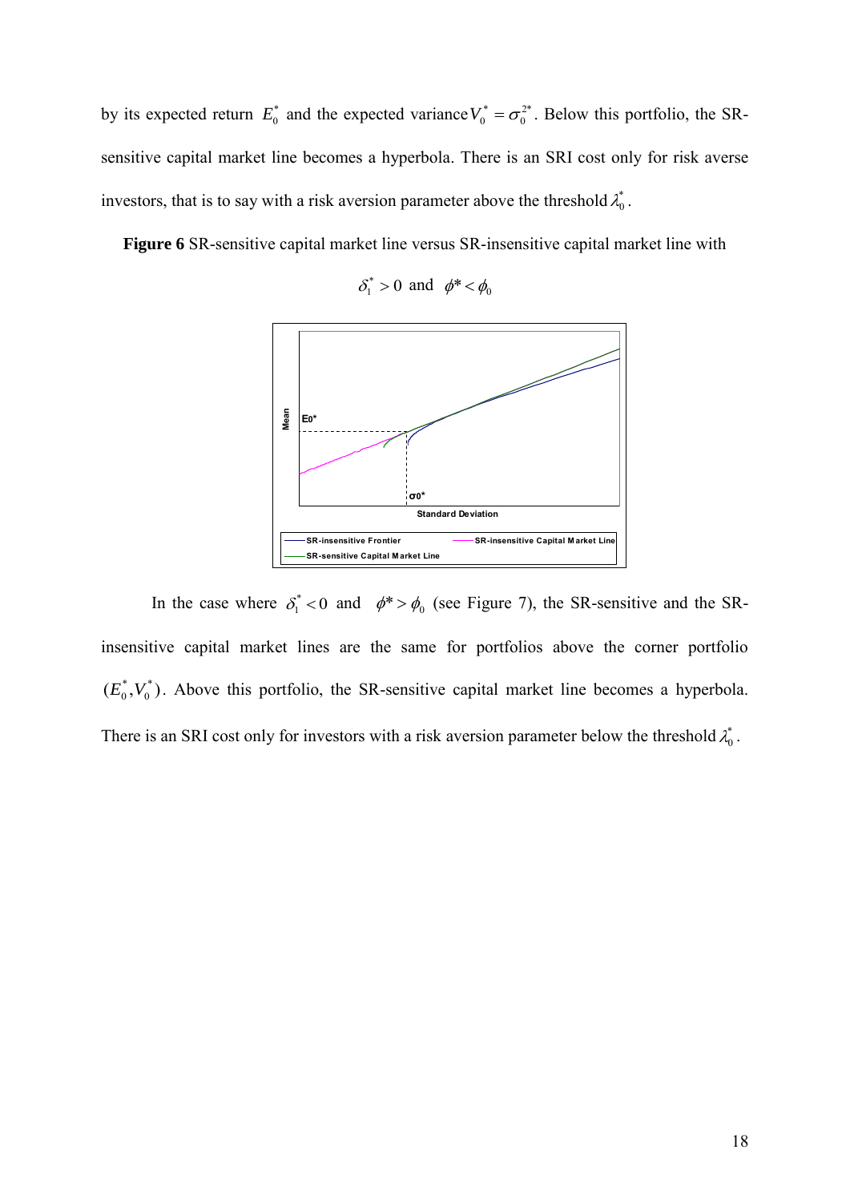by its expected return $E_0^*$ and the expected variance $V_0^* = \sigma_0^{2*}$. Below this portfolio, the SR-sensitive capital market line becomes a hyperbola. There is an SRI cost only for risk averse investors, that is to say with a risk aversion parameter above the threshold $\lambda_0^*$.

**Figure 6** SR-sensitive capital market line versus SR-insensitive capital market line with $\delta_1^* > 0$ and $\phi^* < \phi_0$

In the case where $\delta_1^* < 0$ and $\phi^* > \phi_0$ (see Figure 7), the SR-sensitive and the SR-insensitive capital market lines are the same for portfolios above the corner portfolio $(E_0^*, V_0^*)$. Above this portfolio, the SR-sensitive capital market line becomes a hyperbola. There is an SRI cost only for investors with a risk aversion parameter below the threshold $\lambda_0^*$.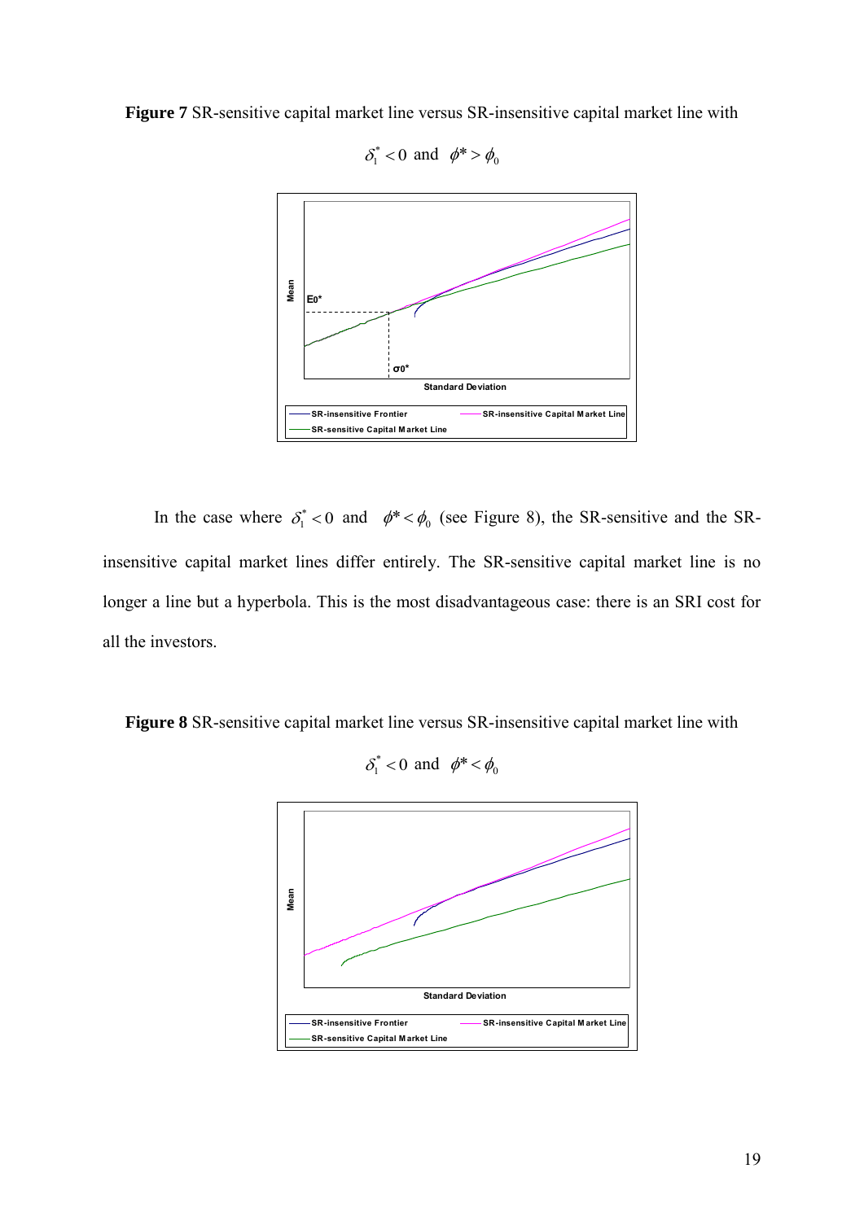**Figure 7** SR-sensitive capital market line versus SR-insensitive capital market line with

$\delta_1^* < 0$ and $\phi^* > \phi_0$

In the case where $\delta_1^* < 0$ and $\phi^* < \phi_0$ (see Figure 8), the SR-sensitive and the SR-insensitive capital market lines differ entirely. The SR-sensitive capital market line is no longer a line but a hyperbola. This is the most disadvantageous case: there is an SRI cost for all the investors.

**Figure 8** SR-sensitive capital market line versus SR-insensitive capital market line with

$\delta_1^* < 0$ and $\phi^* < \phi_0$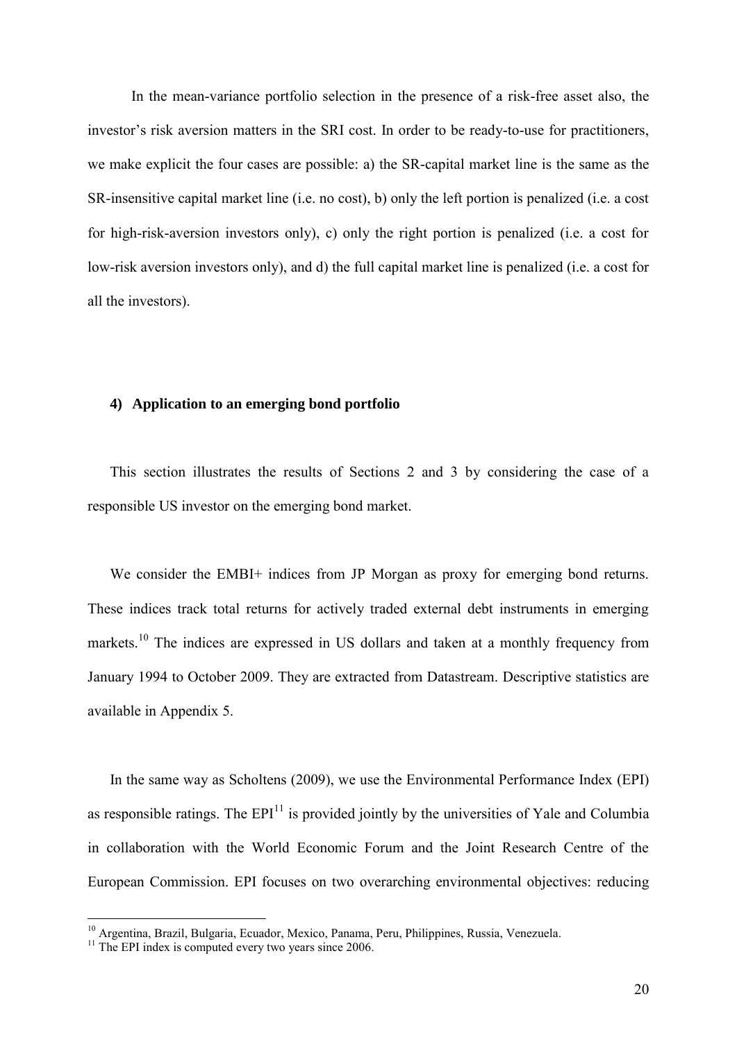In the mean-variance portfolio selection in the presence of a risk-free asset also, the investor's risk aversion matters in the SRI cost. In order to be ready-to-use for practitioners, we make explicit the four cases are possible: a) the SR-capital market line is the same as the SR-insensitive capital market line (i.e. no cost), b) only the left portion is penalized (i.e. a cost for high-risk-aversion investors only), c) only the right portion is penalized (i.e. a cost for low-risk aversion investors only), and d) the full capital market line is penalized (i.e. a cost for all the investors).

## 4) Application to an emerging bond portfolio

This section illustrates the results of Sections 2 and 3 by considering the case of a responsible US investor on the emerging bond market.

We consider the EMBI+ indices from JP Morgan as proxy for emerging bond returns. These indices track total returns for actively traded external debt instruments in emerging markets.[10] The indices are expressed in US dollars and taken at a monthly frequency from January 1994 to October 2009. They are extracted from Datastream. Descriptive statistics are available in Appendix 5.

In the same way as Scholtens (2009), we use the Environmental Performance Index (EPI) as responsible ratings. The EPI[11] is provided jointly by the universities of Yale and Columbia in collaboration with the World Economic Forum and the Joint Research Centre of the European Commission. EPI focuses on two overarching environmental objectives: reducing

---

[10] Argentina, Brazil, Bulgaria, Ecuador, Mexico, Panama, Peru, Philippines, Russia, Venezuela.

[11] The EPI index is computed every two years since 2006.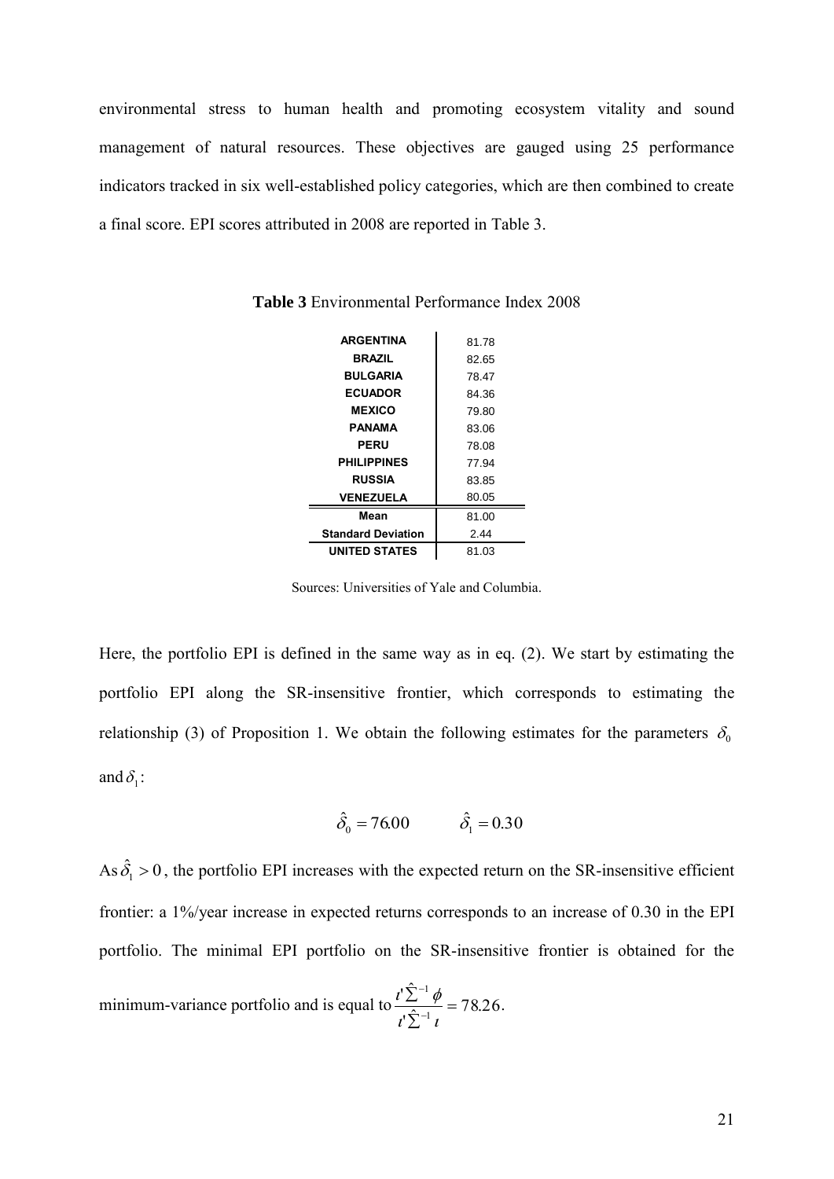environmental stress to human health and promoting ecosystem vitality and sound management of natural resources. These objectives are gauged using 25 performance indicators tracked in six well-established policy categories, which are then combined to create a final score. EPI scores attributed in 2008 are reported in Table 3.

**Table 3** Environmental Performance Index 2008

| | |
|---|---|
| **ARGENTINA** | 81.78 |
| **BRAZIL** | 82.65 |
| **BULGARIA** | 78.47 |
| **ECUADOR** | 84.36 |
| **MEXICO** | 79.80 |
| **PANAMA** | 83.06 |
| **PERU** | 78.08 |
| **PHILIPPINES** | 77.94 |
| **RUSSIA** | 83.85 |
| **VENEZUELA** | 80.05 |
| **Mean** | 81.00 |
| **Standard Deviation** | 2.44 |
| **UNITED STATES** | 81.03 |

Sources: Universities of Yale and Columbia.

Here, the portfolio EPI is defined in the same way as in eq. (2). We start by estimating the portfolio EPI along the SR-insensitive frontier, which corresponds to estimating the relationship (3) of Proposition 1. We obtain the following estimates for the parameters $\delta_0$ and $\delta_1$:

$$\hat{\delta}_0 = 76.00 \qquad \hat{\delta}_1 = 0.30$$

As $\hat{\delta}_1 > 0$, the portfolio EPI increases with the expected return on the SR-insensitive efficient frontier: a 1%/year increase in expected returns corresponds to an increase of 0.30 in the EPI portfolio. The minimal EPI portfolio on the SR-insensitive frontier is obtained for the minimum-variance portfolio and is equal to $\dfrac{\iota'\hat{\Sigma}^{-1}\phi}{\iota'\hat{\Sigma}^{-1}\iota} = 78.26$.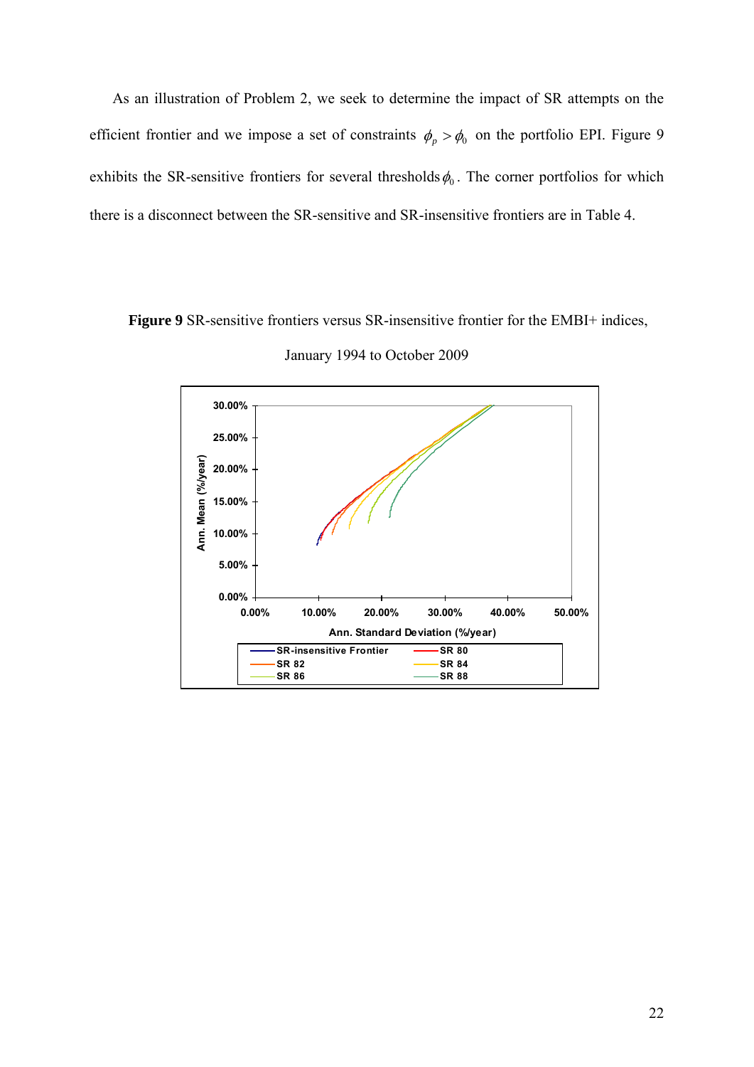As an illustration of Problem 2, we seek to determine the impact of SR attempts on the efficient frontier and we impose a set of constraints $\phi_p > \phi_0$ on the portfolio EPI. Figure 9 exhibits the SR-sensitive frontiers for several thresholds $\phi_0$. The corner portfolios for which there is a disconnect between the SR-sensitive and SR-insensitive frontiers are in Table 4.

**Figure 9** SR-sensitive frontiers versus SR-insensitive frontier for the EMBI+ indices, January 1994 to October 2009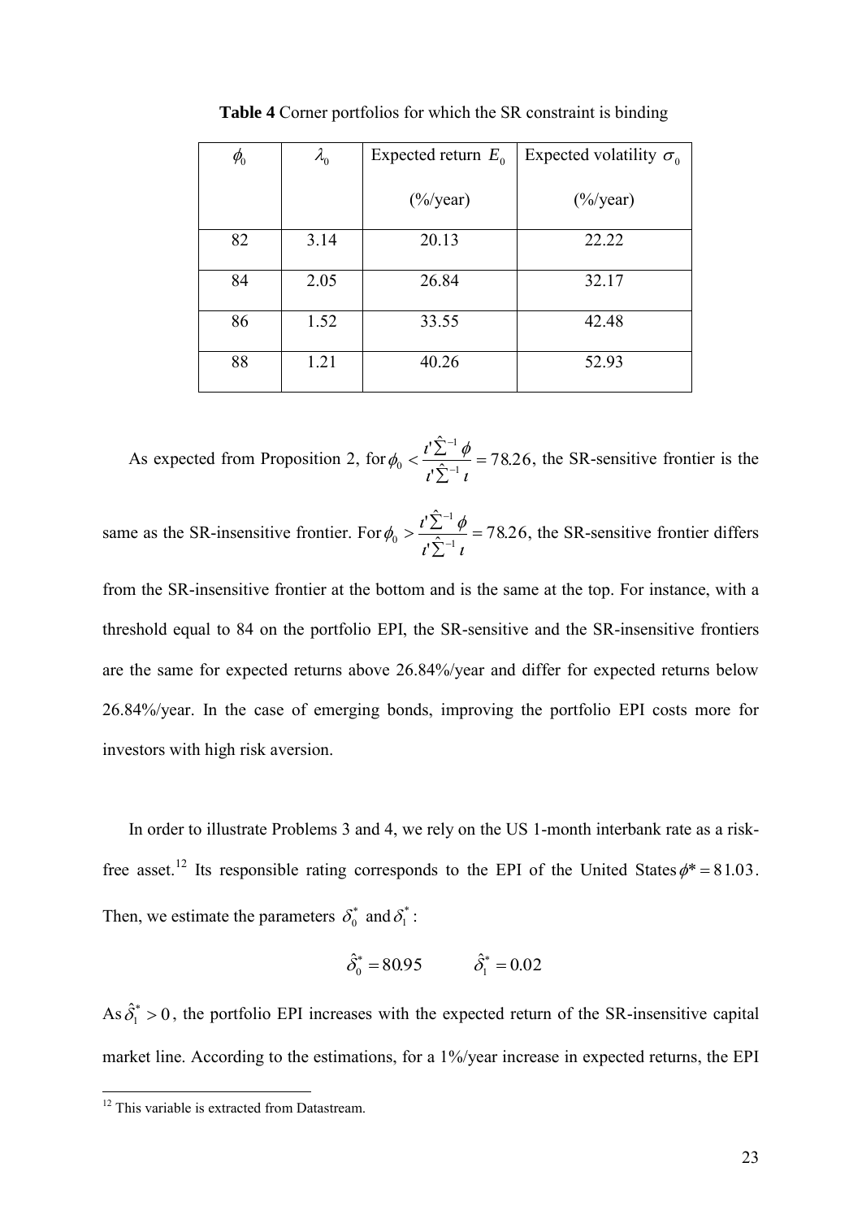**Table 4** Corner portfolios for which the SR constraint is binding

| $\phi_0$ | $\lambda_0$ | Expected return $E_0$ (%/year) | Expected volatility $\sigma_0$ (%/year) |
|---|---|---|---|
| 82 | 3.14 | 20.13 | 22.22 |
| 84 | 2.05 | 26.84 | 32.17 |
| 86 | 1.52 | 33.55 | 42.48 |
| 88 | 1.21 | 40.26 | 52.93 |

As expected from Proposition 2, for $\phi_0 < \frac{\iota'\hat{\Sigma}^{-1}\phi}{\iota'\hat{\Sigma}^{-1}\iota} = 78.26$, the SR-sensitive frontier is the same as the SR-insensitive frontier. For $\phi_0 > \frac{\iota'\hat{\Sigma}^{-1}\phi}{\iota'\hat{\Sigma}^{-1}\iota} = 78.26$, the SR-sensitive frontier differs from the SR-insensitive frontier at the bottom and is the same at the top. For instance, with a threshold equal to 84 on the portfolio EPI, the SR-sensitive and the SR-insensitive frontiers are the same for expected returns above 26.84%/year and differ for expected returns below 26.84%/year. In the case of emerging bonds, improving the portfolio EPI costs more for investors with high risk aversion.

In order to illustrate Problems 3 and 4, we rely on the US 1-month interbank rate as a risk-free asset.[12] Its responsible rating corresponds to the EPI of the United States $\phi^* = 81.03$. Then, we estimate the parameters $\delta_0^*$ and $\delta_1^*$:

$$\hat{\delta}_0^* = 80.95 \qquad \hat{\delta}_1^* = 0.02$$

As $\hat{\delta}_1^* > 0$, the portfolio EPI increases with the expected return of the SR-insensitive capital market line. According to the estimations, for a 1%/year increase in expected returns, the EPI

[12] This variable is extracted from Datastream.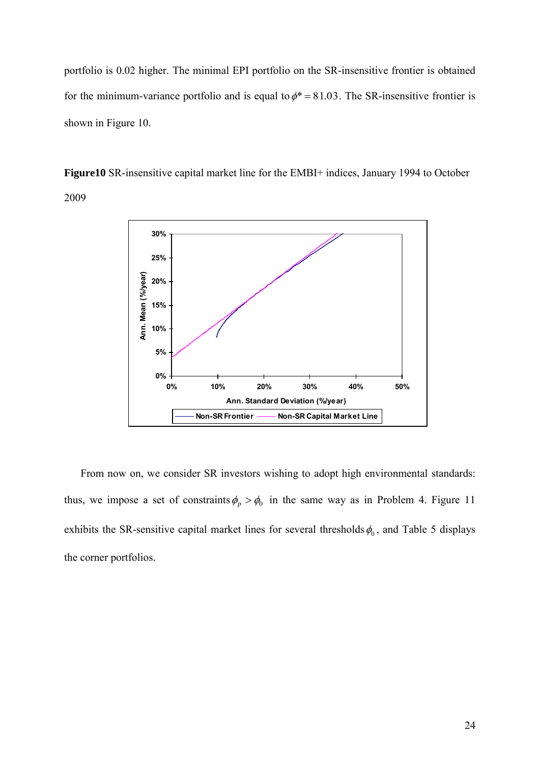portfolio is 0.02 higher. The minimal EPI portfolio on the SR-insensitive frontier is obtained for the minimum-variance portfolio and is equal to $\phi^* = 81.03$. The SR-insensitive frontier is shown in Figure 10.

**Figure10** SR-insensitive capital market line for the EMBI+ indices, January 1994 to October 2009

From now on, we consider SR investors wishing to adopt high environmental standards: thus, we impose a set of constraints $\phi_p > \phi_0$ in the same way as in Problem 4. Figure 11 exhibits the SR-sensitive capital market lines for several thresholds $\phi_0$, and Table 5 displays the corner portfolios.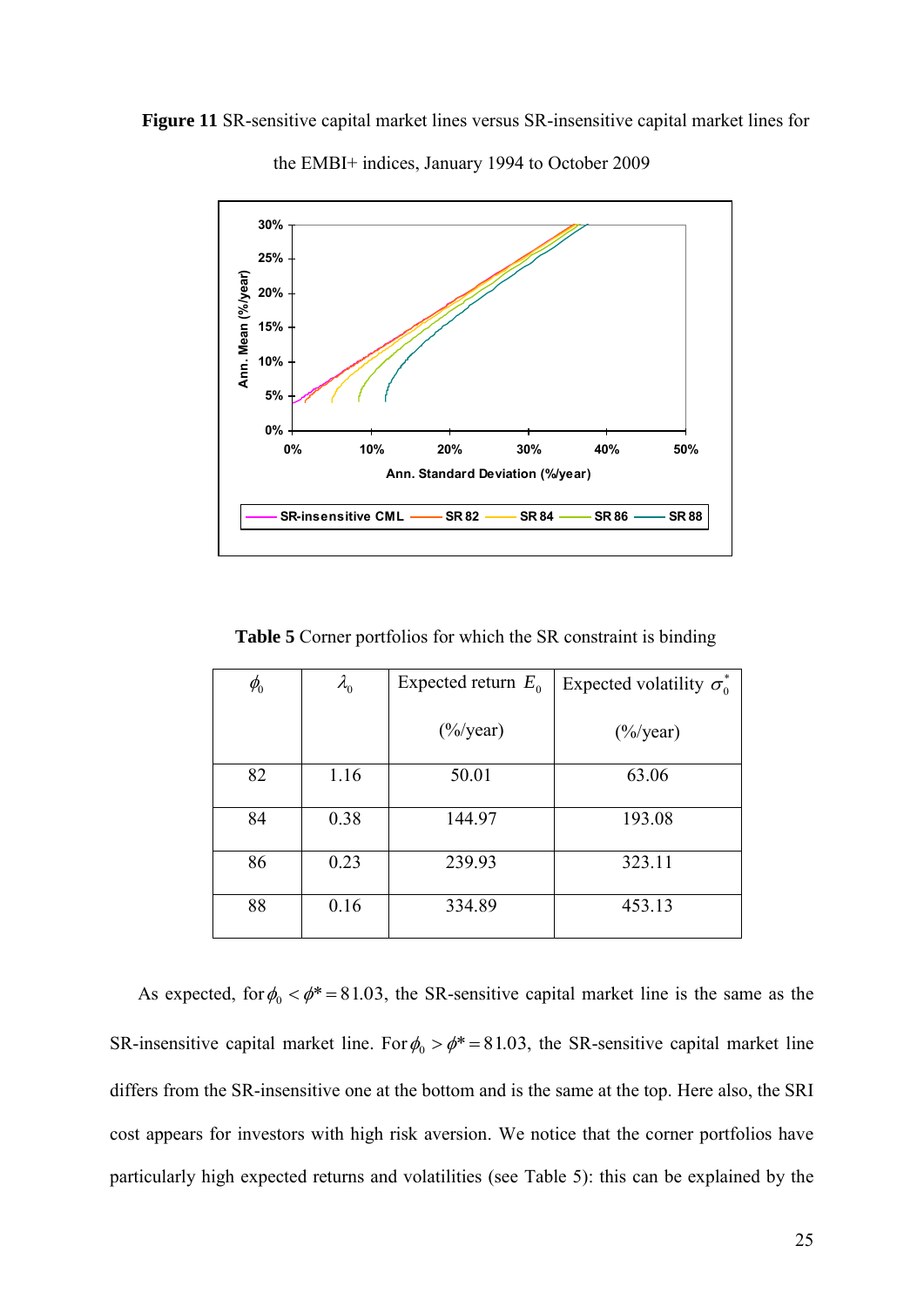**Figure 11** SR-sensitive capital market lines versus SR-insensitive capital market lines for the EMBI+ indices, January 1994 to October 2009

**Table 5** Corner portfolios for which the SR constraint is binding

| $\phi_0$ | $\lambda_0$ | Expected return $E_0$ (%/year) | Expected volatility $\sigma_0^*$ (%/year) |
|---|---|---|---|
| 82 | 1.16 | 50.01 | 63.06 |
| 84 | 0.38 | 144.97 | 193.08 |
| 86 | 0.23 | 239.93 | 323.11 |
| 88 | 0.16 | 334.89 | 453.13 |

As expected, for $\phi_0 < \phi^* = 81.03$, the SR-sensitive capital market line is the same as the SR-insensitive capital market line. For $\phi_0 > \phi^* = 81.03$, the SR-sensitive capital market line differs from the SR-insensitive one at the bottom and is the same at the top. Here also, the SRI cost appears for investors with high risk aversion. We notice that the corner portfolios have particularly high expected returns and volatilities (see Table 5): this can be explained by the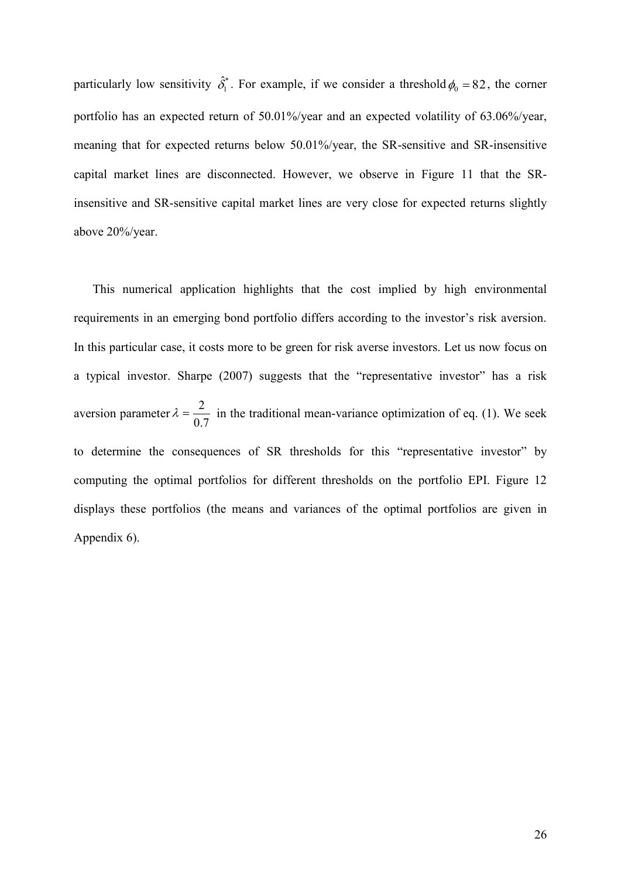particularly low sensitivity $\hat{\delta}_1^*$. For example, if we consider a threshold $\phi_0 = 82$, the corner portfolio has an expected return of 50.01%/year and an expected volatility of 63.06%/year, meaning that for expected returns below 50.01%/year, the SR-sensitive and SR-insensitive capital market lines are disconnected. However, we observe in Figure 11 that the SR-insensitive and SR-sensitive capital market lines are very close for expected returns slightly above 20%/year.

This numerical application highlights that the cost implied by high environmental requirements in an emerging bond portfolio differs according to the investor's risk aversion. In this particular case, it costs more to be green for risk averse investors. Let us now focus on a typical investor. Sharpe (2007) suggests that the "representative investor" has a risk aversion parameter $\lambda = \dfrac{2}{0.7}$ in the traditional mean-variance optimization of eq. (1). We seek to determine the consequences of SR thresholds for this "representative investor" by computing the optimal portfolios for different thresholds on the portfolio EPI. Figure 12 displays these portfolios (the means and variances of the optimal portfolios are given in Appendix 6).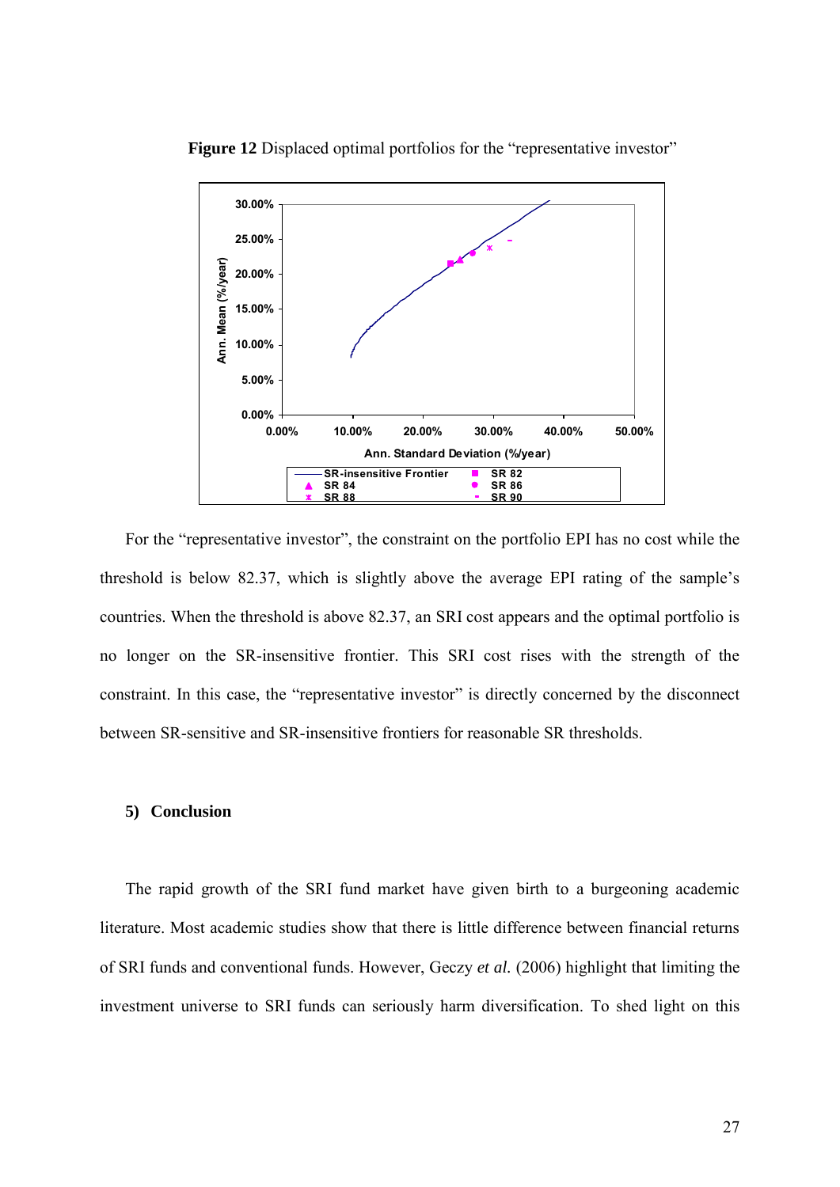**Figure 12** Displaced optimal portfolios for the "representative investor"

For the "representative investor", the constraint on the portfolio EPI has no cost while the threshold is below 82.37, which is slightly above the average EPI rating of the sample's countries. When the threshold is above 82.37, an SRI cost appears and the optimal portfolio is no longer on the SR-insensitive frontier. This SRI cost rises with the strength of the constraint. In this case, the "representative investor" is directly concerned by the disconnect between SR-sensitive and SR-insensitive frontiers for reasonable SR thresholds.

## 5) Conclusion

The rapid growth of the SRI fund market have given birth to a burgeoning academic literature. Most academic studies show that there is little difference between financial returns of SRI funds and conventional funds. However, Geczy *et al.* (2006) highlight that limiting the investment universe to SRI funds can seriously harm diversification. To shed light on this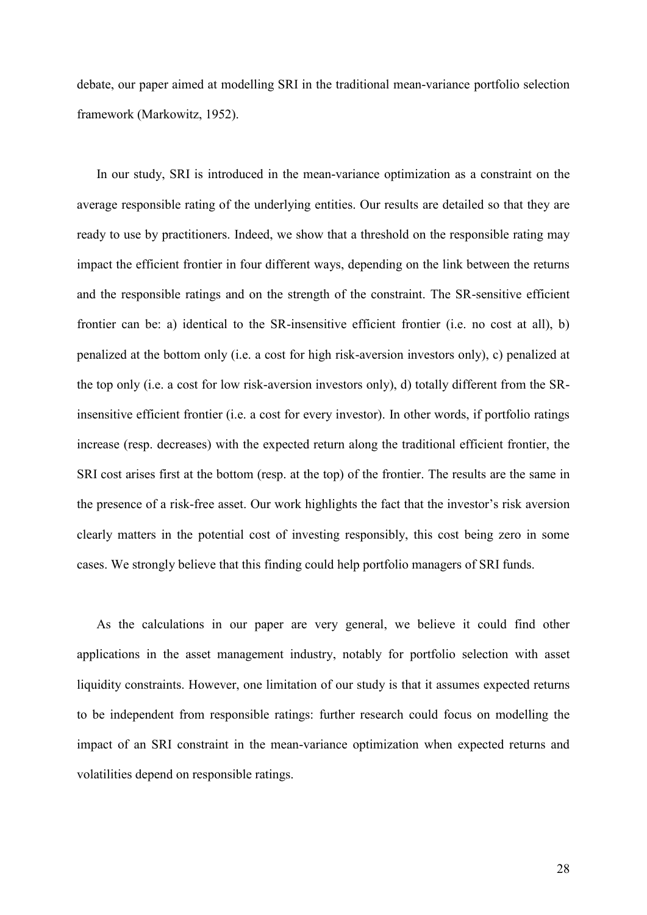debate, our paper aimed at modelling SRI in the traditional mean-variance portfolio selection framework (Markowitz, 1952).

In our study, SRI is introduced in the mean-variance optimization as a constraint on the average responsible rating of the underlying entities. Our results are detailed so that they are ready to use by practitioners. Indeed, we show that a threshold on the responsible rating may impact the efficient frontier in four different ways, depending on the link between the returns and the responsible ratings and on the strength of the constraint. The SR-sensitive efficient frontier can be: a) identical to the SR-insensitive efficient frontier (i.e. no cost at all), b) penalized at the bottom only (i.e. a cost for high risk-aversion investors only), c) penalized at the top only (i.e. a cost for low risk-aversion investors only), d) totally different from the SR-insensitive efficient frontier (i.e. a cost for every investor). In other words, if portfolio ratings increase (resp. decreases) with the expected return along the traditional efficient frontier, the SRI cost arises first at the bottom (resp. at the top) of the frontier. The results are the same in the presence of a risk-free asset. Our work highlights the fact that the investor's risk aversion clearly matters in the potential cost of investing responsibly, this cost being zero in some cases. We strongly believe that this finding could help portfolio managers of SRI funds.

As the calculations in our paper are very general, we believe it could find other applications in the asset management industry, notably for portfolio selection with asset liquidity constraints. However, one limitation of our study is that it assumes expected returns to be independent from responsible ratings: further research could focus on modelling the impact of an SRI constraint in the mean-variance optimization when expected returns and volatilities depend on responsible ratings.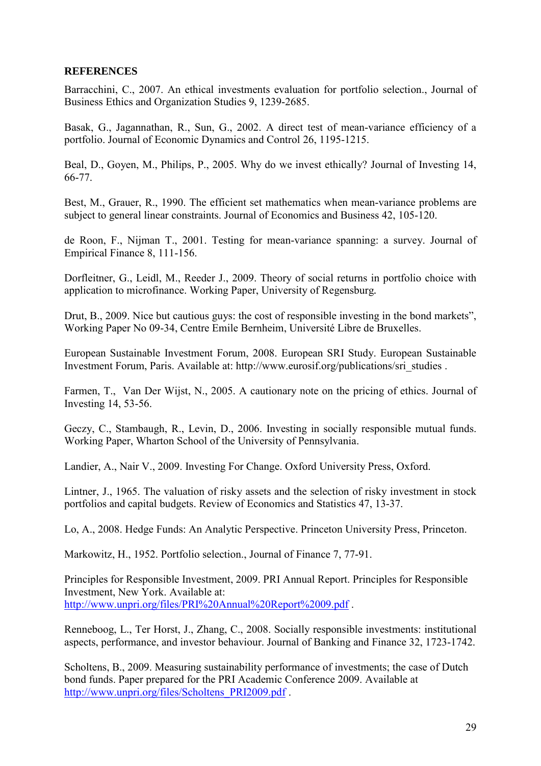**REFERENCES**

Barracchini, C., 2007. An ethical investments evaluation for portfolio selection., Journal of Business Ethics and Organization Studies 9, 1239-2685.

Basak, G., Jagannathan, R., Sun, G., 2002. A direct test of mean-variance efficiency of a portfolio. Journal of Economic Dynamics and Control 26, 1195-1215.

Beal, D., Goyen, M., Philips, P., 2005. Why do we invest ethically? Journal of Investing 14, 66-77.

Best, M., Grauer, R., 1990. The efficient set mathematics when mean-variance problems are subject to general linear constraints. Journal of Economics and Business 42, 105-120.

de Roon, F., Nijman T., 2001. Testing for mean-variance spanning: a survey. Journal of Empirical Finance 8, 111-156.

Dorfleitner, G., Leidl, M., Reeder J., 2009. Theory of social returns in portfolio choice with application to microfinance. Working Paper, University of Regensburg.

Drut, B., 2009. Nice but cautious guys: the cost of responsible investing in the bond markets", Working Paper No 09-34, Centre Emile Bernheim, Université Libre de Bruxelles.

European Sustainable Investment Forum, 2008. European SRI Study. European Sustainable Investment Forum, Paris. Available at: http://www.eurosif.org/publications/sri_studies .

Farmen, T., Van Der Wijst, N., 2005. A cautionary note on the pricing of ethics. Journal of Investing 14, 53-56.

Geczy, C., Stambaugh, R., Levin, D., 2006. Investing in socially responsible mutual funds. Working Paper, Wharton School of the University of Pennsylvania.

Landier, A., Nair V., 2009. Investing For Change. Oxford University Press, Oxford.

Lintner, J., 1965. The valuation of risky assets and the selection of risky investment in stock portfolios and capital budgets. Review of Economics and Statistics 47, 13-37.

Lo, A., 2008. Hedge Funds: An Analytic Perspective. Princeton University Press, Princeton.

Markowitz, H., 1952. Portfolio selection., Journal of Finance 7, 77-91.

Principles for Responsible Investment, 2009. PRI Annual Report. Principles for Responsible Investment, New York. Available at: http://www.unpri.org/files/PRI%20Annual%20Report%2009.pdf .

Renneboog, L., Ter Horst, J., Zhang, C., 2008. Socially responsible investments: institutional aspects, performance, and investor behaviour. Journal of Banking and Finance 32, 1723-1742.

Scholtens, B., 2009. Measuring sustainability performance of investments; the case of Dutch bond funds. Paper prepared for the PRI Academic Conference 2009. Available at http://www.unpri.org/files/Scholtens_PRI2009.pdf .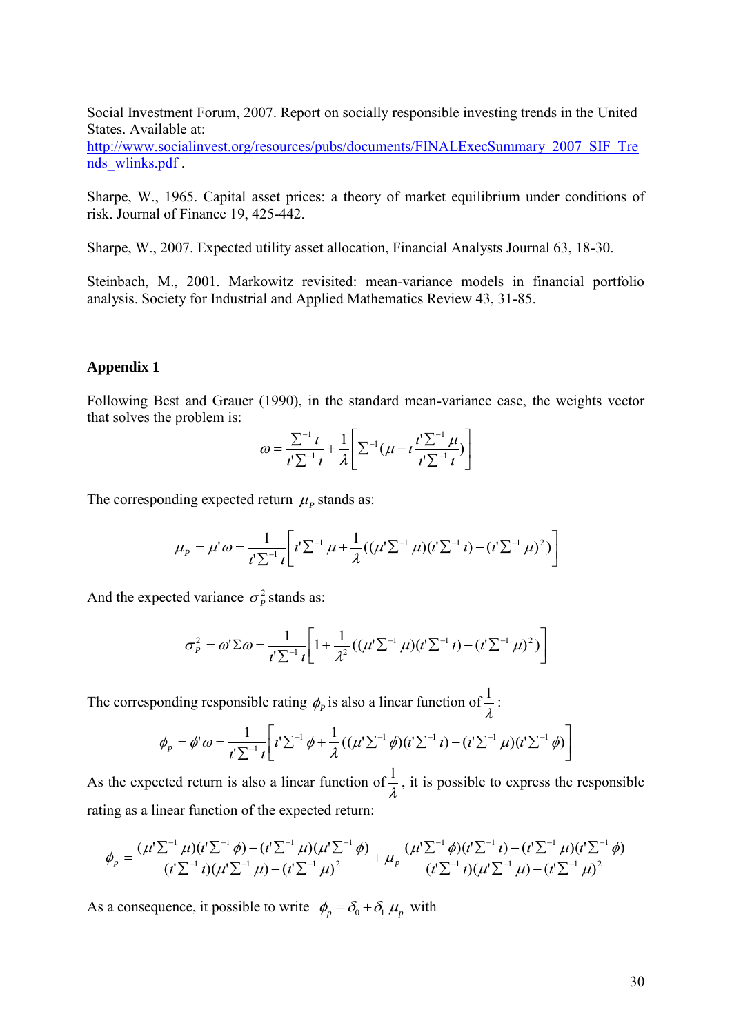Social Investment Forum, 2007. Report on socially responsible investing trends in the United States. Available at: http://www.socialinvest.org/resources/pubs/documents/FINALExecSummary_2007_SIF_Trends_wlinks.pdf .

Sharpe, W., 1965. Capital asset prices: a theory of market equilibrium under conditions of risk. Journal of Finance 19, 425-442.

Sharpe, W., 2007. Expected utility asset allocation, Financial Analysts Journal 63, 18-30.

Steinbach, M., 2001. Markowitz revisited: mean-variance models in financial portfolio analysis. Society for Industrial and Applied Mathematics Review 43, 31-85.

## Appendix 1

Following Best and Grauer (1990), in the standard mean-variance case, the weights vector that solves the problem is:

$$\omega = \frac{\Sigma^{-1}\iota}{\iota'\Sigma^{-1}\iota} + \frac{1}{\lambda}\left[\Sigma^{-1}(\mu - \iota\frac{\iota'\Sigma^{-1}\mu}{\iota'\Sigma^{-1}\iota})\right]$$

The corresponding expected return $\mu_P$ stands as:

$$\mu_P = \mu'\omega = \frac{1}{\iota'\Sigma^{-1}\iota}\left[\iota'\Sigma^{-1}\mu + \frac{1}{\lambda}((\mu'\Sigma^{-1}\mu)(\iota'\Sigma^{-1}\iota) - (\iota'\Sigma^{-1}\mu)^2)\right]$$

And the expected variance $\sigma_P^2$ stands as:

$$\sigma_P^2 = \omega'\Sigma\omega = \frac{1}{\iota'\Sigma^{-1}\iota}\left[1 + \frac{1}{\lambda^2}((\mu'\Sigma^{-1}\mu)(\iota'\Sigma^{-1}\iota) - (\iota'\Sigma^{-1}\mu)^2)\right]$$

The corresponding responsible rating $\phi_P$ is also a linear function of $\frac{1}{\lambda}$:

$$\phi_p = \phi'\omega = \frac{1}{\iota'\Sigma^{-1}\iota}\left[\iota'\Sigma^{-1}\phi + \frac{1}{\lambda}((\mu'\Sigma^{-1}\phi)(\iota'\Sigma^{-1}\iota) - (\iota'\Sigma^{-1}\mu)(\iota'\Sigma^{-1}\phi)\right]$$

As the expected return is also a linear function of $\frac{1}{\lambda}$, it is possible to express the responsible rating as a linear function of the expected return:

$$\phi_p = \frac{(\mu'\Sigma^{-1}\mu)(\iota'\Sigma^{-1}\phi) - (\iota'\Sigma^{-1}\mu)(\mu'\Sigma^{-1}\phi)}{(\iota'\Sigma^{-1}\iota)(\mu'\Sigma^{-1}\mu) - (\iota'\Sigma^{-1}\mu)^2} + \mu_p \frac{(\mu'\Sigma^{-1}\phi)(\iota'\Sigma^{-1}\iota) - (\iota'\Sigma^{-1}\mu)(\iota'\Sigma^{-1}\phi)}{(\iota'\Sigma^{-1}\iota)(\mu'\Sigma^{-1}\mu) - (\iota'\Sigma^{-1}\mu)^2}$$

As a consequence, it possible to write $\phi_p = \delta_0 + \delta_1\,\mu_p$ with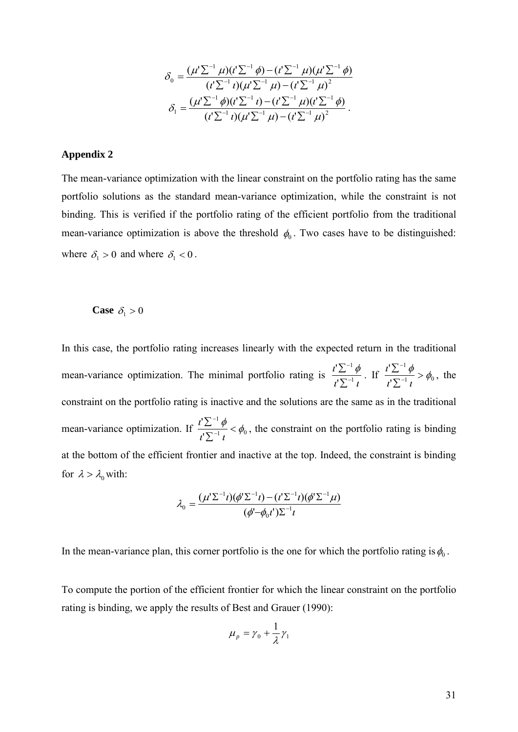$$\delta_0 = \frac{(\mu'\Sigma^{-1}\mu)(\iota'\Sigma^{-1}\phi) - (\iota'\Sigma^{-1}\mu)(\mu'\Sigma^{-1}\phi)}{(\iota'\Sigma^{-1}\iota)(\mu'\Sigma^{-1}\mu) - (\iota'\Sigma^{-1}\mu)^2}$$

$$\delta_1 = \frac{(\mu'\Sigma^{-1}\phi)(\iota'\Sigma^{-1}\iota) - (\iota'\Sigma^{-1}\mu)(\iota'\Sigma^{-1}\phi)}{(\iota'\Sigma^{-1}\iota)(\mu'\Sigma^{-1}\mu) - (\iota'\Sigma^{-1}\mu)^2} .$$

**Appendix 2**

The mean-variance optimization with the linear constraint on the portfolio rating has the same portfolio solutions as the standard mean-variance optimization, while the constraint is not binding. This is verified if the portfolio rating of the efficient portfolio from the traditional mean-variance optimization is above the threshold $\phi_0$. Two cases have to be distinguished: where $\delta_1 > 0$ and where $\delta_1 < 0$.

**Case $\delta_1 > 0$**

In this case, the portfolio rating increases linearly with the expected return in the traditional mean-variance optimization. The minimal portfolio rating is $\frac{\iota'\Sigma^{-1}\phi}{\iota'\Sigma^{-1}\iota}$. If $\frac{\iota'\Sigma^{-1}\phi}{\iota'\Sigma^{-1}\iota} > \phi_0$, the constraint on the portfolio rating is inactive and the solutions are the same as in the traditional mean-variance optimization. If $\frac{\iota'\Sigma^{-1}\phi}{\iota'\Sigma^{-1}\iota} < \phi_0$, the constraint on the portfolio rating is binding at the bottom of the efficient frontier and inactive at the top. Indeed, the constraint is binding for $\lambda > \lambda_0$ with:

$$\lambda_0 = \frac{(\mu'\Sigma^{-1}\iota)(\phi'\Sigma^{-1}\iota) - (\iota'\Sigma^{-1}\iota)(\phi'\Sigma^{-1}\mu)}{(\phi' - \phi_0\iota')\Sigma^{-1}\iota}$$

In the mean-variance plan, this corner portfolio is the one for which the portfolio rating is $\phi_0$.

To compute the portion of the efficient frontier for which the linear constraint on the portfolio rating is binding, we apply the results of Best and Grauer (1990):

$$\mu_p = \gamma_0 + \frac{1}{\lambda}\gamma_1$$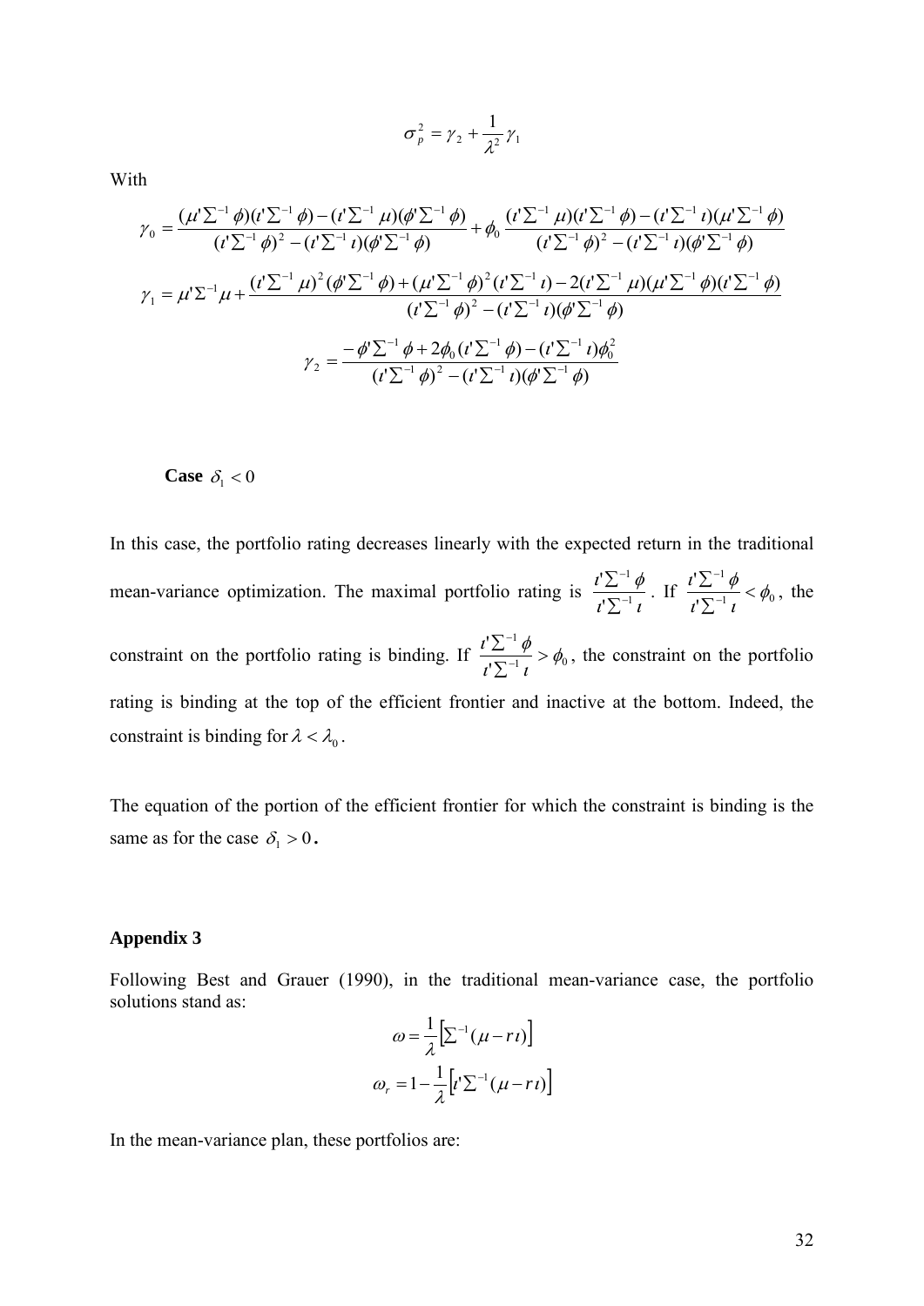$$\sigma_p^2 = \gamma_2 + \frac{1}{\lambda^2}\gamma_1$$

With

$$\gamma_0 = \frac{(\mu'\Sigma^{-1}\phi)(\iota'\Sigma^{-1}\phi) - (\iota'\Sigma^{-1}\mu)(\phi'\Sigma^{-1}\phi)}{(\iota'\Sigma^{-1}\phi)^2 - (\iota'\Sigma^{-1}\iota)(\phi'\Sigma^{-1}\phi)} + \phi_0 \frac{(\iota'\Sigma^{-1}\mu)(\iota'\Sigma^{-1}\phi) - (\iota'\Sigma^{-1}\iota)(\mu'\Sigma^{-1}\phi)}{(\iota'\Sigma^{-1}\phi)^2 - (\iota'\Sigma^{-1}\iota)(\phi'\Sigma^{-1}\phi)}$$

$$\gamma_1 = \mu'\Sigma^{-1}\mu + \frac{(\iota'\Sigma^{-1}\mu)^2(\phi'\Sigma^{-1}\phi) + (\mu'\Sigma^{-1}\phi)^2(\iota'\Sigma^{-1}\iota) - 2(\iota'\Sigma^{-1}\mu)(\mu'\Sigma^{-1}\phi)(\iota'\Sigma^{-1}\phi)}{(\iota'\Sigma^{-1}\phi)^2 - (\iota'\Sigma^{-1}\iota)(\phi'\Sigma^{-1}\phi)}$$

$$\gamma_2 = \frac{-\phi'\Sigma^{-1}\phi + 2\phi_0(\iota'\Sigma^{-1}\phi) - (\iota'\Sigma^{-1}\iota)\phi_0^2}{(\iota'\Sigma^{-1}\phi)^2 - (\iota'\Sigma^{-1}\iota)(\phi'\Sigma^{-1}\phi)}$$

**Case** $\delta_1 < 0$

In this case, the portfolio rating decreases linearly with the expected return in the traditional mean-variance optimization. The maximal portfolio rating is $\frac{\iota'\Sigma^{-1}\phi}{\iota'\Sigma^{-1}\iota}$. If $\frac{\iota'\Sigma^{-1}\phi}{\iota'\Sigma^{-1}\iota} < \phi_0$, the constraint on the portfolio rating is binding. If $\frac{\iota'\Sigma^{-1}\phi}{\iota'\Sigma^{-1}\iota} > \phi_0$, the constraint on the portfolio rating is binding at the top of the efficient frontier and inactive at the bottom. Indeed, the constraint is binding for $\lambda < \lambda_0$.

The equation of the portion of the efficient frontier for which the constraint is binding is the same as for the case $\delta_1 > 0$.

### Appendix 3

Following Best and Grauer (1990), in the traditional mean-variance case, the portfolio solutions stand as:

$$\omega = \frac{1}{\lambda}\left[\Sigma^{-1}(\mu - r\iota)\right]$$

$$\omega_r = 1 - \frac{1}{\lambda}\left[\iota'\Sigma^{-1}(\mu - r\iota)\right]$$

In the mean-variance plan, these portfolios are: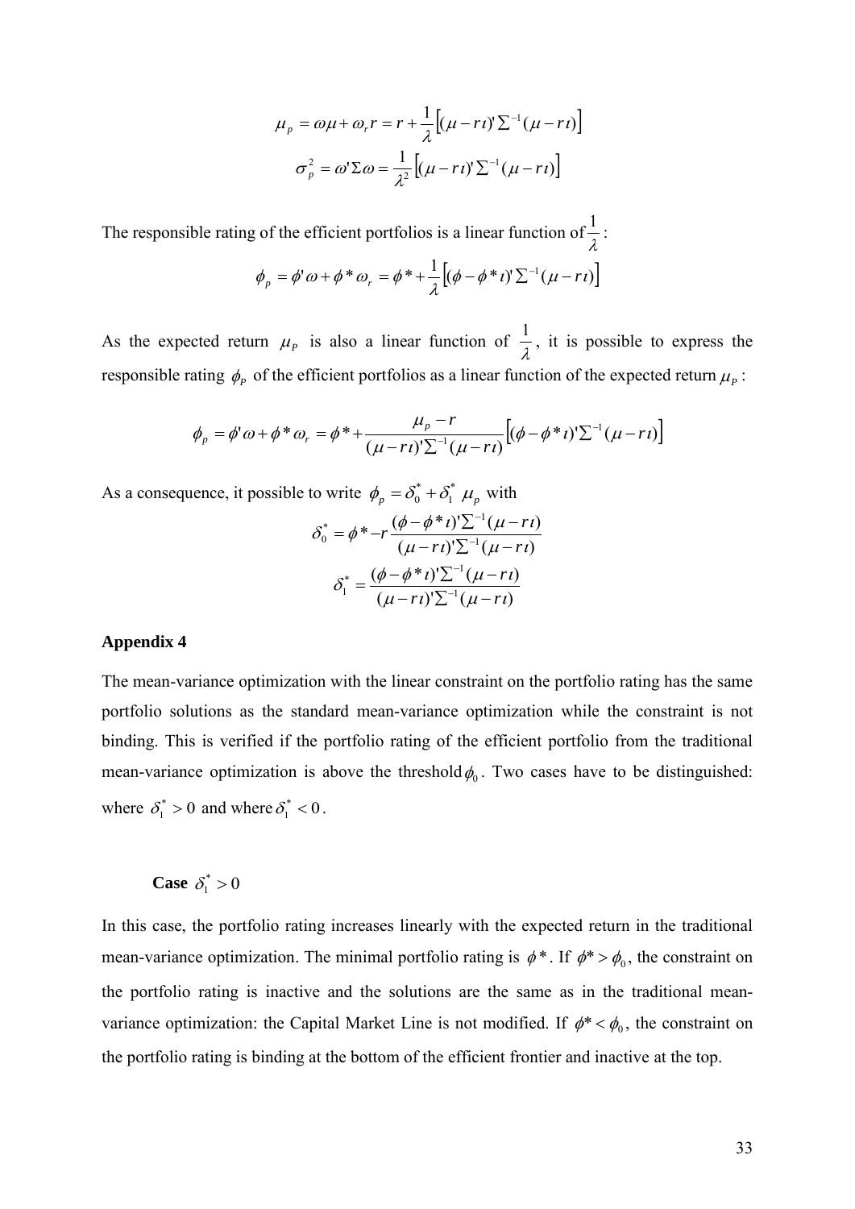$$\mu_p = \omega\mu + \omega_r r = r + \frac{1}{\lambda}\left[(\mu - r\iota)'\Sigma^{-1}(\mu - r\iota)\right]$$

$$\sigma_p^2 = \omega'\Sigma\omega = \frac{1}{\lambda^2}\left[(\mu - r\iota)'\Sigma^{-1}(\mu - r\iota)\right]$$

The responsible rating of the efficient portfolios is a linear function of $\frac{1}{\lambda}$:

$$\phi_p = \phi'\omega + \phi^*\omega_r = \phi^* + \frac{1}{\lambda}\left[(\phi - \phi^*\iota)'\Sigma^{-1}(\mu - r\iota)\right]$$

As the expected return $\mu_P$ is also a linear function of $\frac{1}{\lambda}$, it is possible to express the responsible rating $\phi_P$ of the efficient portfolios as a linear function of the expected return $\mu_P$:

$$\phi_p = \phi'\omega + \phi^*\omega_r = \phi^* + \frac{\mu_P - r}{(\mu - r\iota)'\Sigma^{-1}(\mu - r\iota)}\left[(\phi - \phi^*\iota)'\Sigma^{-1}(\mu - r\iota)\right]$$

As a consequence, it possible to write $\phi_p = \delta_0^* + \delta_1^*\ \mu_p$ with

$$\delta_0^* = \phi^* - r\frac{(\phi - \phi^*\iota)'\Sigma^{-1}(\mu - r\iota)}{(\mu - r\iota)'\Sigma^{-1}(\mu - r\iota)}$$

$$\delta_1^* = \frac{(\phi - \phi^*\iota)'\Sigma^{-1}(\mu - r\iota)}{(\mu - r\iota)'\Sigma^{-1}(\mu - r\iota)}$$

## Appendix 4

The mean-variance optimization with the linear constraint on the portfolio rating has the same portfolio solutions as the standard mean-variance optimization while the constraint is not binding. This is verified if the portfolio rating of the efficient portfolio from the traditional mean-variance optimization is above the threshold $\phi_0$. Two cases have to be distinguished: where $\delta_1^* > 0$ and where $\delta_1^* < 0$.

### Case $\delta_1^* > 0$

In this case, the portfolio rating increases linearly with the expected return in the traditional mean-variance optimization. The minimal portfolio rating is $\phi^*$. If $\phi^* > \phi_0$, the constraint on the portfolio rating is inactive and the solutions are the same as in the traditional mean-variance optimization: the Capital Market Line is not modified. If $\phi^* < \phi_0$, the constraint on the portfolio rating is binding at the bottom of the efficient frontier and inactive at the top.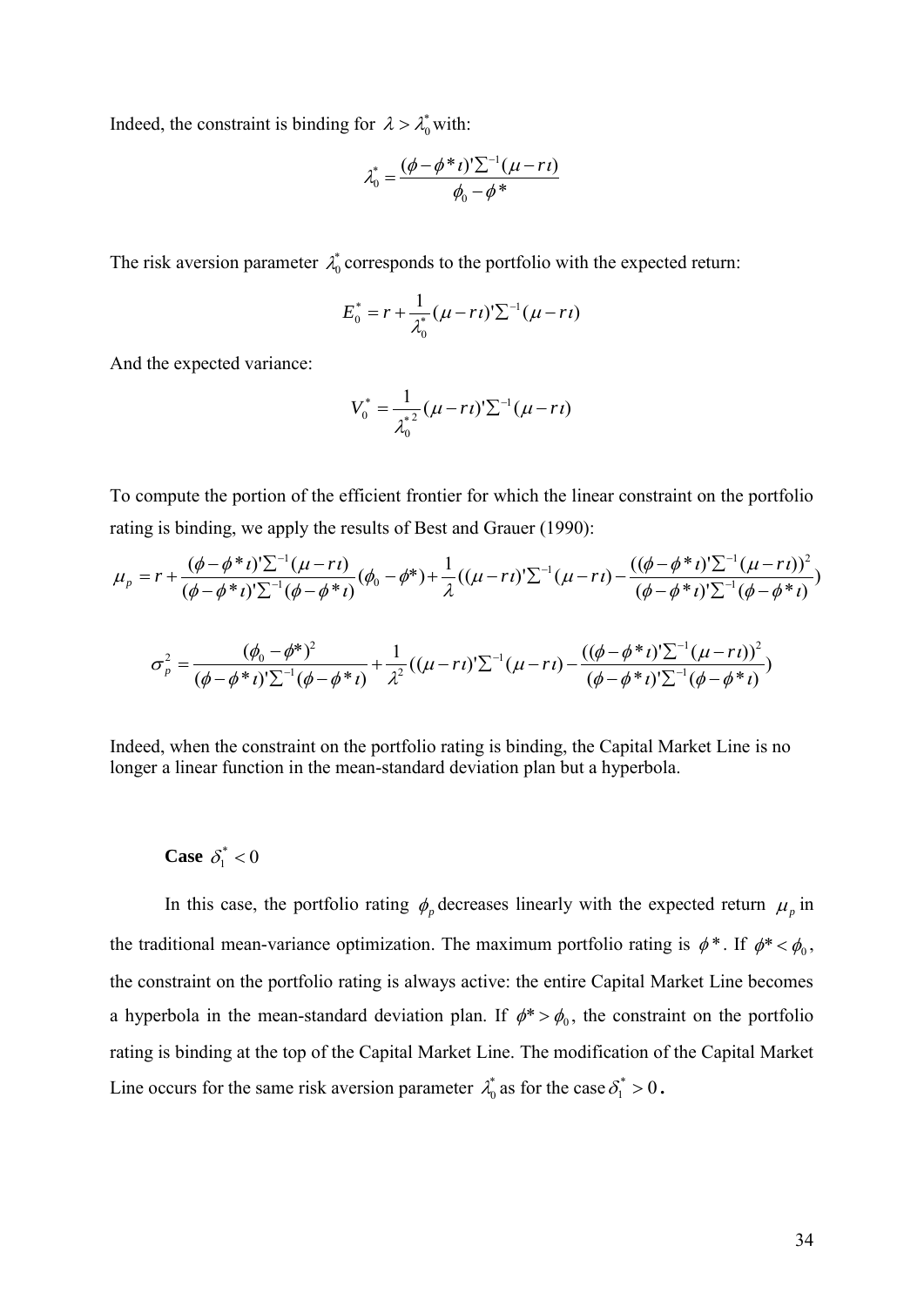Indeed, the constraint is binding for $\lambda > \lambda_0^*$ with:

$$\lambda_0^* = \frac{(\phi - \phi^* \iota)' \Sigma^{-1} (\mu - r\iota)}{\phi_0 - \phi^*}$$

The risk aversion parameter $\lambda_0^*$ corresponds to the portfolio with the expected return:

$$E_0^* = r + \frac{1}{\lambda_0^*} (\mu - r\iota)' \Sigma^{-1} (\mu - r\iota)$$

And the expected variance:

$$V_0^* = \frac{1}{\lambda_0^{*2}} (\mu - r\iota)' \Sigma^{-1} (\mu - r\iota)$$

To compute the portion of the efficient frontier for which the linear constraint on the portfolio rating is binding, we apply the results of Best and Grauer (1990):

$$\mu_p = r + \frac{(\phi - \phi^* \iota)' \Sigma^{-1} (\mu - r\iota)}{(\phi - \phi^* \iota)' \Sigma^{-1} (\phi - \phi^* \iota)} (\phi_0 - \phi^*) + \frac{1}{\lambda} ((\mu - r\iota)' \Sigma^{-1} (\mu - r\iota) - \frac{((\phi - \phi^* \iota)' \Sigma^{-1} (\mu - r\iota))^2}{(\phi - \phi^* \iota)' \Sigma^{-1} (\phi - \phi^* \iota)})$$

$$\sigma_p^2 = \frac{(\phi_0 - \phi^*)^2}{(\phi - \phi^* \iota)' \Sigma^{-1} (\phi - \phi^* \iota)} + \frac{1}{\lambda^2} ((\mu - r\iota)' \Sigma^{-1} (\mu - r\iota) - \frac{((\phi - \phi^* \iota)' \Sigma^{-1} (\mu - r\iota))^2}{(\phi - \phi^* \iota)' \Sigma^{-1} (\phi - \phi^* \iota)})$$

Indeed, when the constraint on the portfolio rating is binding, the Capital Market Line is no longer a linear function in the mean-standard deviation plan but a hyperbola.

**Case** $\delta_1^* < 0$

In this case, the portfolio rating $\phi_p$ decreases linearly with the expected return $\mu_p$ in the traditional mean-variance optimization. The maximum portfolio rating is $\phi^*$. If $\phi^* < \phi_0$, the constraint on the portfolio rating is always active: the entire Capital Market Line becomes a hyperbola in the mean-standard deviation plan. If $\phi^* > \phi_0$, the constraint on the portfolio rating is binding at the top of the Capital Market Line. The modification of the Capital Market Line occurs for the same risk aversion parameter $\lambda_0^*$ as for the case $\delta_1^* > 0$.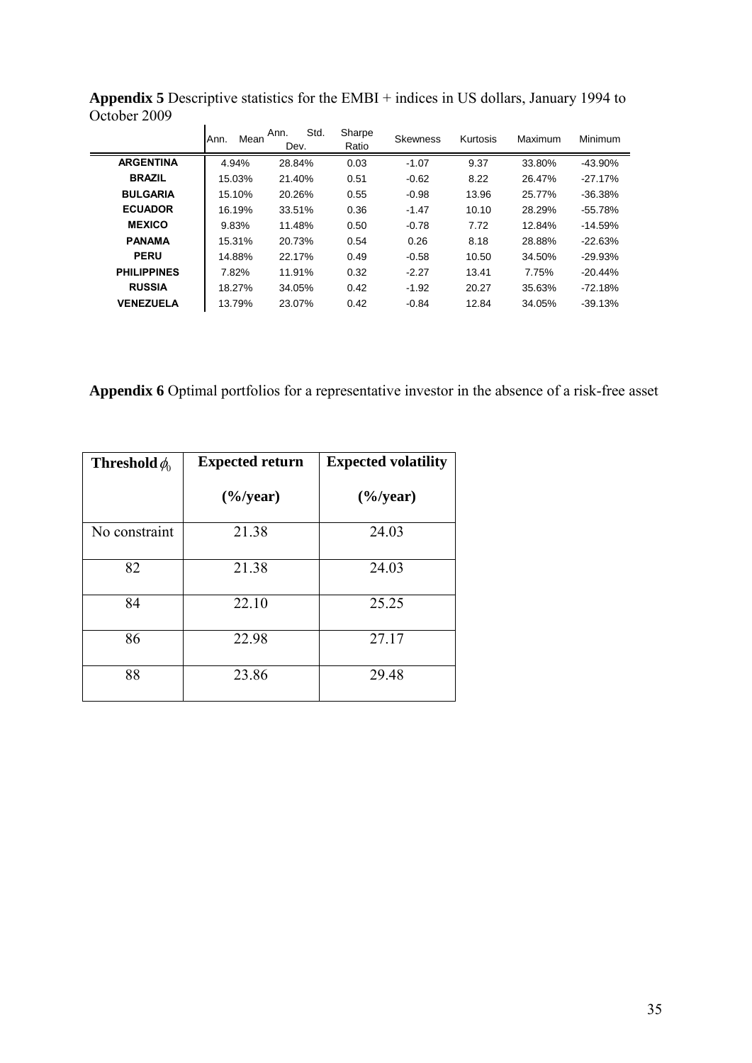**Appendix 5** Descriptive statistics for the EMBI + indices in US dollars, January 1994 to October 2009

| | Ann. Mean | Ann. Std. Dev. | Sharpe Ratio | Skewness | Kurtosis | Maximum | Minimum |
|---|---|---|---|---|---|---|---|
| **ARGENTINA** | 4.94% | 28.84% | 0.03 | -1.07 | 9.37 | 33.80% | -43.90% |
| **BRAZIL** | 15.03% | 21.40% | 0.51 | -0.62 | 8.22 | 26.47% | -27.17% |
| **BULGARIA** | 15.10% | 20.26% | 0.55 | -0.98 | 13.96 | 25.77% | -36.38% |
| **ECUADOR** | 16.19% | 33.51% | 0.36 | -1.47 | 10.10 | 28.29% | -55.78% |
| **MEXICO** | 9.83% | 11.48% | 0.50 | -0.78 | 7.72 | 12.84% | -14.59% |
| **PANAMA** | 15.31% | 20.73% | 0.54 | 0.26 | 8.18 | 28.88% | -22.63% |
| **PERU** | 14.88% | 22.17% | 0.49 | -0.58 | 10.50 | 34.50% | -29.93% |
| **PHILIPPINES** | 7.82% | 11.91% | 0.32 | -2.27 | 13.41 | 7.75% | -20.44% |
| **RUSSIA** | 18.27% | 34.05% | 0.42 | -1.92 | 20.27 | 35.63% | -72.18% |
| **VENEZUELA** | 13.79% | 23.07% | 0.42 | -0.84 | 12.84 | 34.05% | -39.13% |

**Appendix 6** Optimal portfolios for a representative investor in the absence of a risk-free asset

| **Threshold** $\phi_0$ | **Expected return (%/year)** | **Expected volatility (%/year)** |
|---|---|---|
| No constraint | 21.38 | 24.03 |
| 82 | 21.38 | 24.03 |
| 84 | 22.10 | 25.25 |
| 86 | 22.98 | 27.17 |
| 88 | 23.86 | 29.48 |